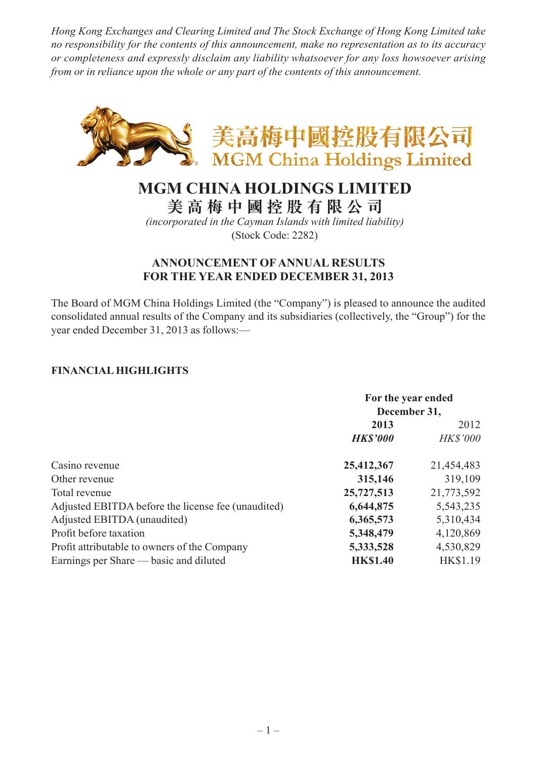*Hong Kong Exchanges and Clearing Limited and The Stock Exchange of Hong Kong Limited take no responsibility for the contents of this announcement, make no representation as to its accuracy or completeness and expressly disclaim any liability whatsoever for any loss howsoever arising from or in reliance upon the whole or any part of the contents of this announcement.*

美高梅中國控股有限公司
MGM China Holdings Limited

# MGM CHINA HOLDINGS LIMITED
# 美 高 梅 中 國 控 股 有 限 公 司

*(incorporated in the Cayman Islands with limited liability)*
(Stock Code: 2282)

## ANNOUNCEMENT OF ANNUAL RESULTS FOR THE YEAR ENDED DECEMBER 31, 2013

The Board of MGM China Holdings Limited (the "Company") is pleased to announce the audited consolidated annual results of the Company and its subsidiaries (collectively, the "Group") for the year ended December 31, 2013 as follows:—

### FINANCIAL HIGHLIGHTS

| | For the year ended December 31, | |
|---|---|---|
| | **2013** | 2012 |
| | ***HK$'000*** | *HK$'000* |
| Casino revenue | **25,412,367** | 21,454,483 |
| Other revenue | **315,146** | 319,109 |
| Total revenue | **25,727,513** | 21,773,592 |
| Adjusted EBITDA before the license fee (unaudited) | **6,644,875** | 5,543,235 |
| Adjusted EBITDA (unaudited) | **6,365,573** | 5,310,434 |
| Profit before taxation | **5,348,479** | 4,120,869 |
| Profit attributable to owners of the Company | **5,333,528** | 4,530,829 |
| Earnings per Share — basic and diluted | **HK$1.40** | HK$1.19 |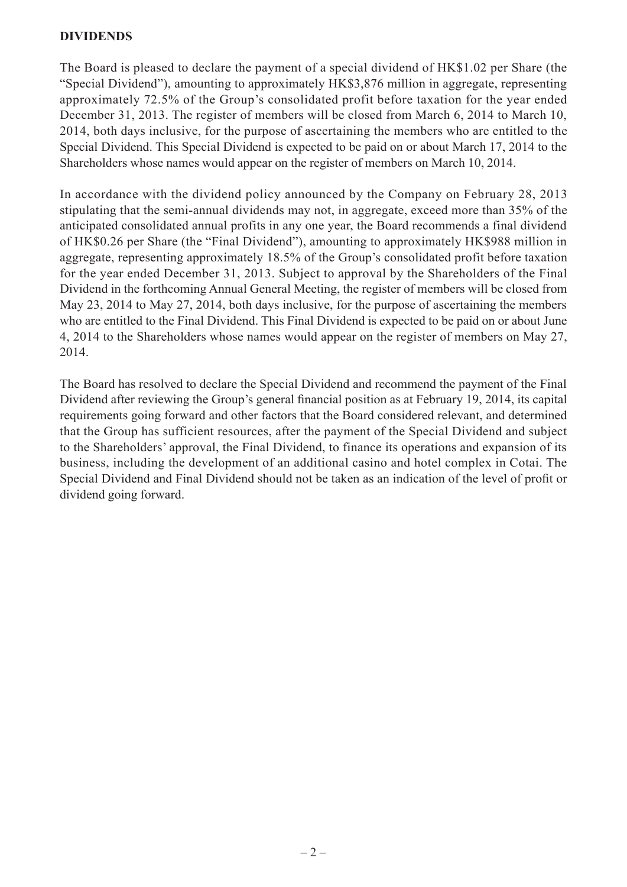**DIVIDENDS**

The Board is pleased to declare the payment of a special dividend of HK$1.02 per Share (the "Special Dividend"), amounting to approximately HK$3,876 million in aggregate, representing approximately 72.5% of the Group's consolidated profit before taxation for the year ended December 31, 2013. The register of members will be closed from March 6, 2014 to March 10, 2014, both days inclusive, for the purpose of ascertaining the members who are entitled to the Special Dividend. This Special Dividend is expected to be paid on or about March 17, 2014 to the Shareholders whose names would appear on the register of members on March 10, 2014.

In accordance with the dividend policy announced by the Company on February 28, 2013 stipulating that the semi-annual dividends may not, in aggregate, exceed more than 35% of the anticipated consolidated annual profits in any one year, the Board recommends a final dividend of HK$0.26 per Share (the "Final Dividend"), amounting to approximately HK$988 million in aggregate, representing approximately 18.5% of the Group's consolidated profit before taxation for the year ended December 31, 2013. Subject to approval by the Shareholders of the Final Dividend in the forthcoming Annual General Meeting, the register of members will be closed from May 23, 2014 to May 27, 2014, both days inclusive, for the purpose of ascertaining the members who are entitled to the Final Dividend. This Final Dividend is expected to be paid on or about June 4, 2014 to the Shareholders whose names would appear on the register of members on May 27, 2014.

The Board has resolved to declare the Special Dividend and recommend the payment of the Final Dividend after reviewing the Group's general financial position as at February 19, 2014, its capital requirements going forward and other factors that the Board considered relevant, and determined that the Group has sufficient resources, after the payment of the Special Dividend and subject to the Shareholders' approval, the Final Dividend, to finance its operations and expansion of its business, including the development of an additional casino and hotel complex in Cotai. The Special Dividend and Final Dividend should not be taken as an indication of the level of profit or dividend going forward.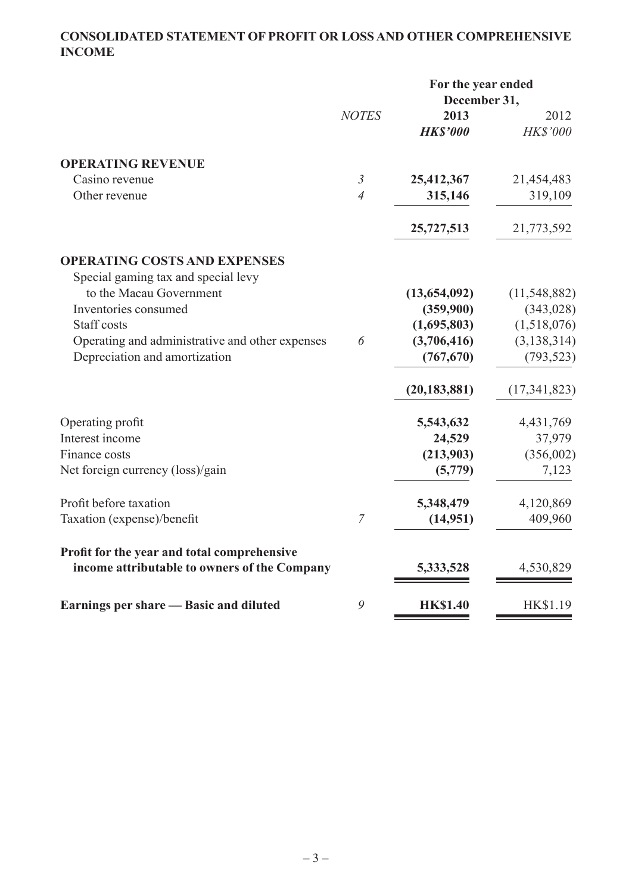## CONSOLIDATED STATEMENT OF PROFIT OR LOSS AND OTHER COMPREHENSIVE INCOME

| | *NOTES* | For the year ended December 31, | |
|---|---|---|---|
| | | **2013** | 2012 |
| | | ***HK$'000*** | *HK$'000* |
| **OPERATING REVENUE** | | | |
| Casino revenue | *3* | **25,412,367** | 21,454,483 |
| Other revenue | *4* | **315,146** | 319,109 |
| | | **25,727,513** | 21,773,592 |
| **OPERATING COSTS AND EXPENSES** | | | |
| Special gaming tax and special levy to the Macau Government | | **(13,654,092)** | (11,548,882) |
| Inventories consumed | | **(359,900)** | (343,028) |
| Staff costs | | **(1,695,803)** | (1,518,076) |
| Operating and administrative and other expenses | *6* | **(3,706,416)** | (3,138,314) |
| Depreciation and amortization | | **(767,670)** | (793,523) |
| | | **(20,183,881)** | (17,341,823) |
| Operating profit | | **5,543,632** | 4,431,769 |
| Interest income | | **24,529** | 37,979 |
| Finance costs | | **(213,903)** | (356,002) |
| Net foreign currency (loss)/gain | | **(5,779)** | 7,123 |
| Profit before taxation | | **5,348,479** | 4,120,869 |
| Taxation (expense)/benefit | *7* | **(14,951)** | 409,960 |
| **Profit for the year and total comprehensive income attributable to owners of the Company** | | **5,333,528** | 4,530,829 |
| **Earnings per share — Basic and diluted** | *9* | **HK$1.40** | HK$1.19 |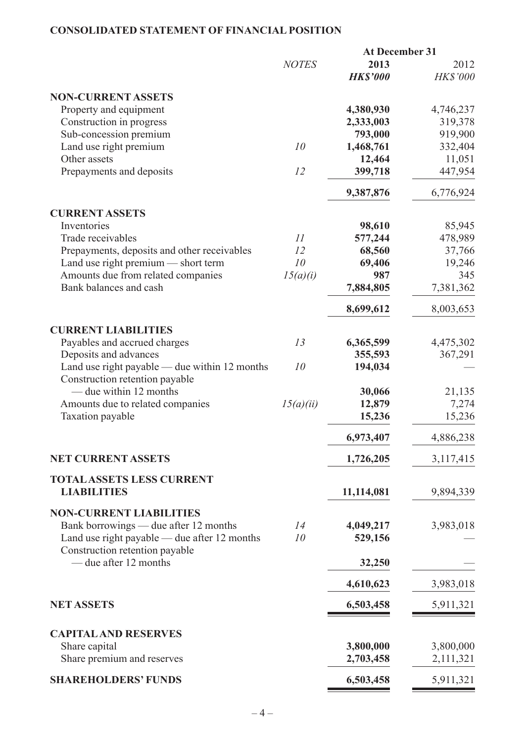## CONSOLIDATED STATEMENT OF FINANCIAL POSITION

| | *NOTES* | At December 31 **2013** ***HK$'000*** | 2012 *HK$'000* |
|---|---|---|---|
| **NON-CURRENT ASSETS** | | | |
| Property and equipment | | **4,380,930** | 4,746,237 |
| Construction in progress | | **2,333,003** | 319,378 |
| Sub-concession premium | | **793,000** | 919,900 |
| Land use right premium | *10* | **1,468,761** | 332,404 |
| Other assets | | **12,464** | 11,051 |
| Prepayments and deposits | *12* | **399,718** | 447,954 |
| | | **9,387,876** | 6,776,924 |
| **CURRENT ASSETS** | | | |
| Inventories | | **98,610** | 85,945 |
| Trade receivables | *11* | **577,244** | 478,989 |
| Prepayments, deposits and other receivables | *12* | **68,560** | 37,766 |
| Land use right premium — short term | *10* | **69,406** | 19,246 |
| Amounts due from related companies | *15(a)(i)* | **987** | 345 |
| Bank balances and cash | | **7,884,805** | 7,381,362 |
| | | **8,699,612** | 8,003,653 |
| **CURRENT LIABILITIES** | | | |
| Payables and accrued charges | *13* | **6,365,599** | 4,475,302 |
| Deposits and advances | | **355,593** | 367,291 |
| Land use right payable — due within 12 months | *10* | **194,034** | — |
| Construction retention payable — due within 12 months | | **30,066** | 21,135 |
| Amounts due to related companies | *15(a)(ii)* | **12,879** | 7,274 |
| Taxation payable | | **15,236** | 15,236 |
| | | **6,973,407** | 4,886,238 |
| **NET CURRENT ASSETS** | | **1,726,205** | 3,117,415 |
| **TOTAL ASSETS LESS CURRENT LIABILITIES** | | **11,114,081** | 9,894,339 |
| **NON-CURRENT LIABILITIES** | | | |
| Bank borrowings — due after 12 months | *14* | **4,049,217** | 3,983,018 |
| Land use right payable — due after 12 months | *10* | **529,156** | — |
| Construction retention payable — due after 12 months | | **32,250** | — |
| | | **4,610,623** | 3,983,018 |
| **NET ASSETS** | | **6,503,458** | 5,911,321 |
| **CAPITAL AND RESERVES** | | | |
| Share capital | | **3,800,000** | 3,800,000 |
| Share premium and reserves | | **2,703,458** | 2,111,321 |
| **SHAREHOLDERS' FUNDS** | | **6,503,458** | 5,911,321 |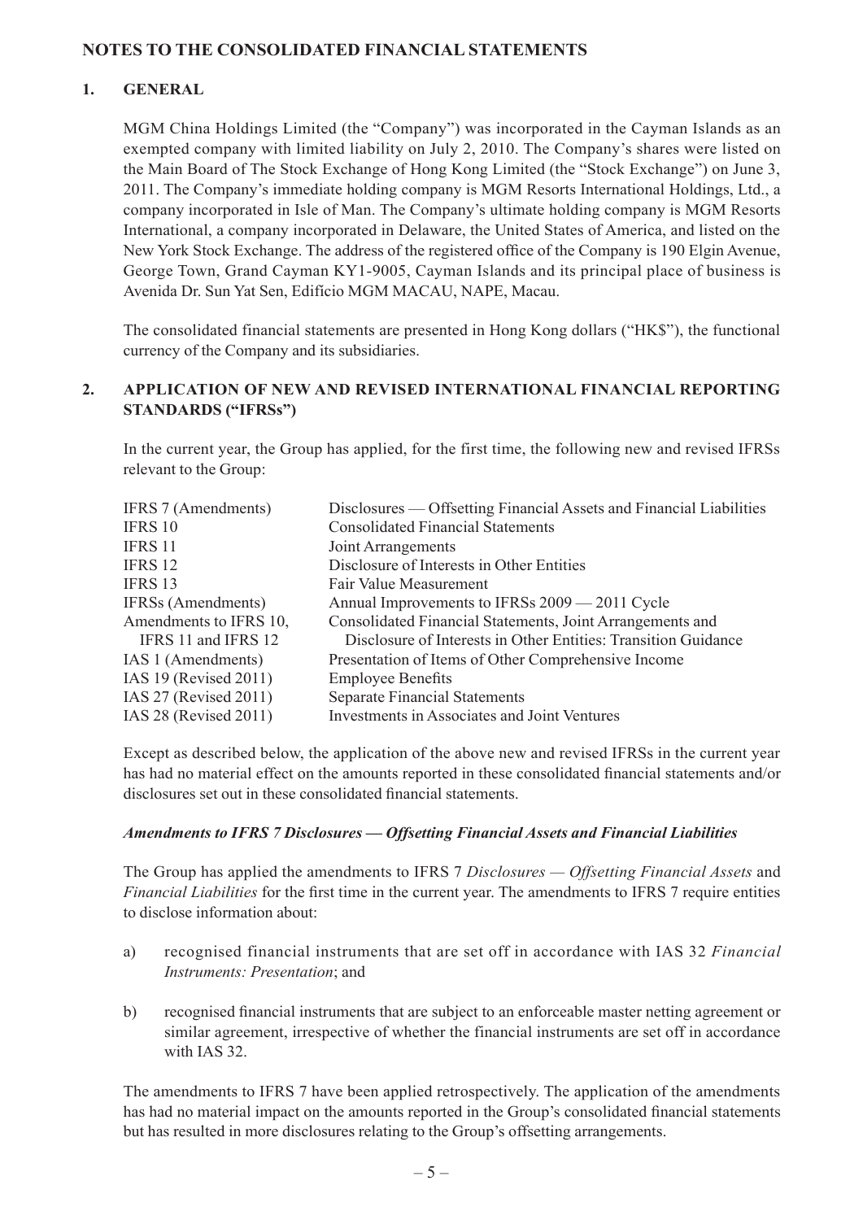## NOTES TO THE CONSOLIDATED FINANCIAL STATEMENTS

### 1. GENERAL

MGM China Holdings Limited (the "Company") was incorporated in the Cayman Islands as an exempted company with limited liability on July 2, 2010. The Company's shares were listed on the Main Board of The Stock Exchange of Hong Kong Limited (the "Stock Exchange") on June 3, 2011. The Company's immediate holding company is MGM Resorts International Holdings, Ltd., a company incorporated in Isle of Man. The Company's ultimate holding company is MGM Resorts International, a company incorporated in Delaware, the United States of America, and listed on the New York Stock Exchange. The address of the registered office of the Company is 190 Elgin Avenue, George Town, Grand Cayman KY1-9005, Cayman Islands and its principal place of business is Avenida Dr. Sun Yat Sen, Edifício MGM MACAU, NAPE, Macau.

The consolidated financial statements are presented in Hong Kong dollars ("HK$"), the functional currency of the Company and its subsidiaries.

### 2. APPLICATION OF NEW AND REVISED INTERNATIONAL FINANCIAL REPORTING STANDARDS ("IFRSs")

In the current year, the Group has applied, for the first time, the following new and revised IFRSs relevant to the Group:

| | |
|---|---|
| IFRS 7 (Amendments) | Disclosures — Offsetting Financial Assets and Financial Liabilities |
| IFRS 10 | Consolidated Financial Statements |
| IFRS 11 | Joint Arrangements |
| IFRS 12 | Disclosure of Interests in Other Entities |
| IFRS 13 | Fair Value Measurement |
| IFRSs (Amendments) | Annual Improvements to IFRSs 2009 — 2011 Cycle |
| Amendments to IFRS 10, IFRS 11 and IFRS 12 | Consolidated Financial Statements, Joint Arrangements and Disclosure of Interests in Other Entities: Transition Guidance |
| IAS 1 (Amendments) | Presentation of Items of Other Comprehensive Income |
| IAS 19 (Revised 2011) | Employee Benefits |
| IAS 27 (Revised 2011) | Separate Financial Statements |
| IAS 28 (Revised 2011) | Investments in Associates and Joint Ventures |

Except as described below, the application of the above new and revised IFRSs in the current year has had no material effect on the amounts reported in these consolidated financial statements and/or disclosures set out in these consolidated financial statements.

***Amendments to IFRS 7 Disclosures — Offsetting Financial Assets and Financial Liabilities***

The Group has applied the amendments to IFRS 7 *Disclosures — Offsetting Financial Assets* and *Financial Liabilities* for the first time in the current year. The amendments to IFRS 7 require entities to disclose information about:

a) recognised financial instruments that are set off in accordance with IAS 32 *Financial Instruments: Presentation*; and

b) recognised financial instruments that are subject to an enforceable master netting agreement or similar agreement, irrespective of whether the financial instruments are set off in accordance with IAS 32.

The amendments to IFRS 7 have been applied retrospectively. The application of the amendments has had no material impact on the amounts reported in the Group's consolidated financial statements but has resulted in more disclosures relating to the Group's offsetting arrangements.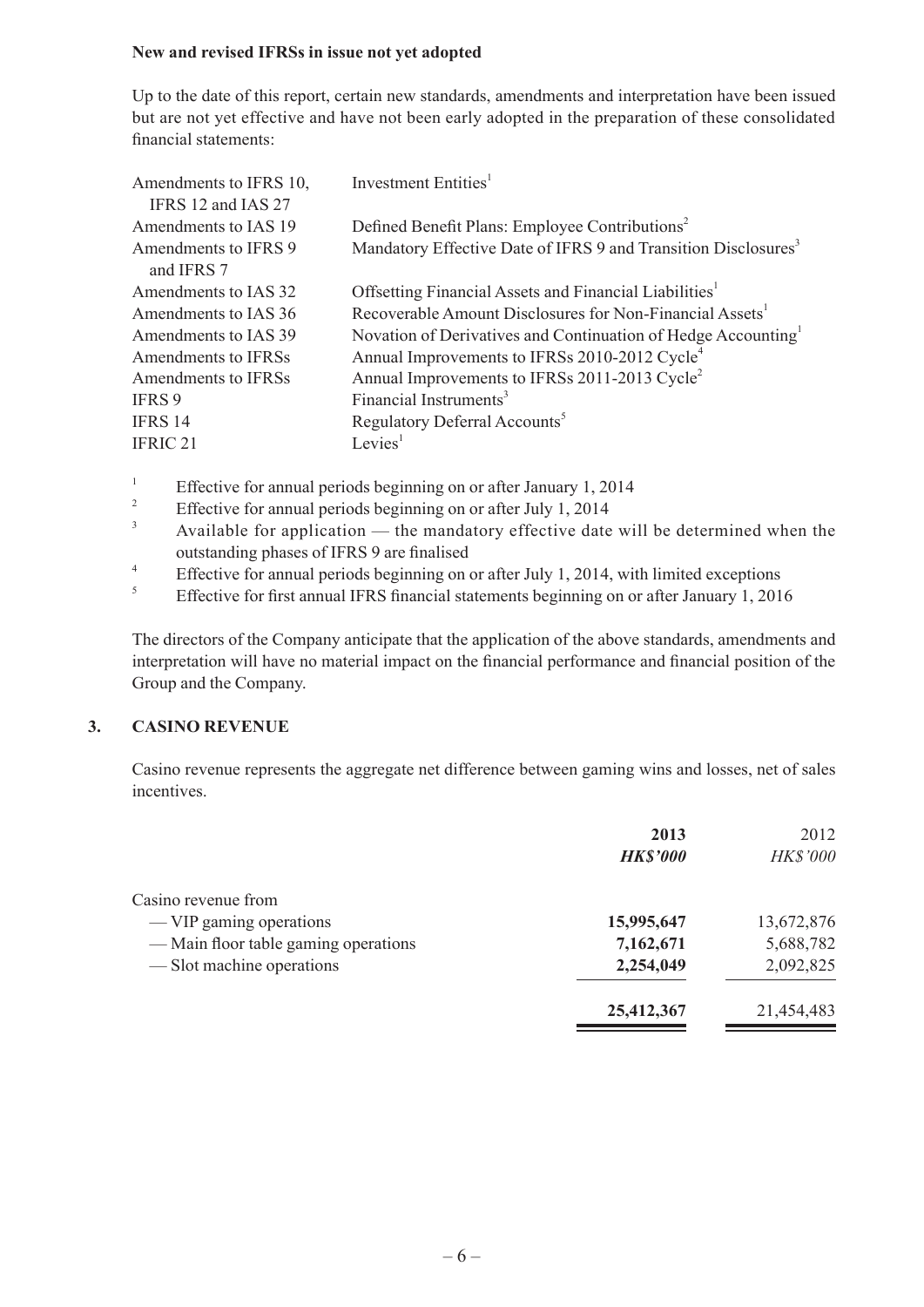**New and revised IFRSs in issue not yet adopted**

Up to the date of this report, certain new standards, amendments and interpretation have been issued but are not yet effective and have not been early adopted in the preparation of these consolidated financial statements:

| | |
|---|---|
| Amendments to IFRS 10, IFRS 12 and IAS 27 | Investment Entities[1] |
| Amendments to IAS 19 | Defined Benefit Plans: Employee Contributions[2] |
| Amendments to IFRS 9 and IFRS 7 | Mandatory Effective Date of IFRS 9 and Transition Disclosures[3] |
| Amendments to IAS 32 | Offsetting Financial Assets and Financial Liabilities[1] |
| Amendments to IAS 36 | Recoverable Amount Disclosures for Non-Financial Assets[1] |
| Amendments to IAS 39 | Novation of Derivatives and Continuation of Hedge Accounting[1] |
| Amendments to IFRSs | Annual Improvements to IFRSs 2010-2012 Cycle[4] |
| Amendments to IFRSs | Annual Improvements to IFRSs 2011-2013 Cycle[2] |
| IFRS 9 | Financial Instruments[3] |
| IFRS 14 | Regulatory Deferral Accounts[5] |
| IFRIC 21 | Levies[1] |

[1] Effective for annual periods beginning on or after January 1, 2014

[2] Effective for annual periods beginning on or after July 1, 2014

[3] Available for application — the mandatory effective date will be determined when the outstanding phases of IFRS 9 are finalised

[4] Effective for annual periods beginning on or after July 1, 2014, with limited exceptions

[5] Effective for first annual IFRS financial statements beginning on or after January 1, 2016

The directors of the Company anticipate that the application of the above standards, amendments and interpretation will have no material impact on the financial performance and financial position of the Group and the Company.

## 3. CASINO REVENUE

Casino revenue represents the aggregate net difference between gaming wins and losses, net of sales incentives.

| | **2013** | 2012 |
|---|---|---|
| | ***HK$'000*** | *HK$'000* |
| Casino revenue from | | |
| — VIP gaming operations | **15,995,647** | 13,672,876 |
| — Main floor table gaming operations | **7,162,671** | 5,688,782 |
| — Slot machine operations | **2,254,049** | 2,092,825 |
| | **25,412,367** | 21,454,483 |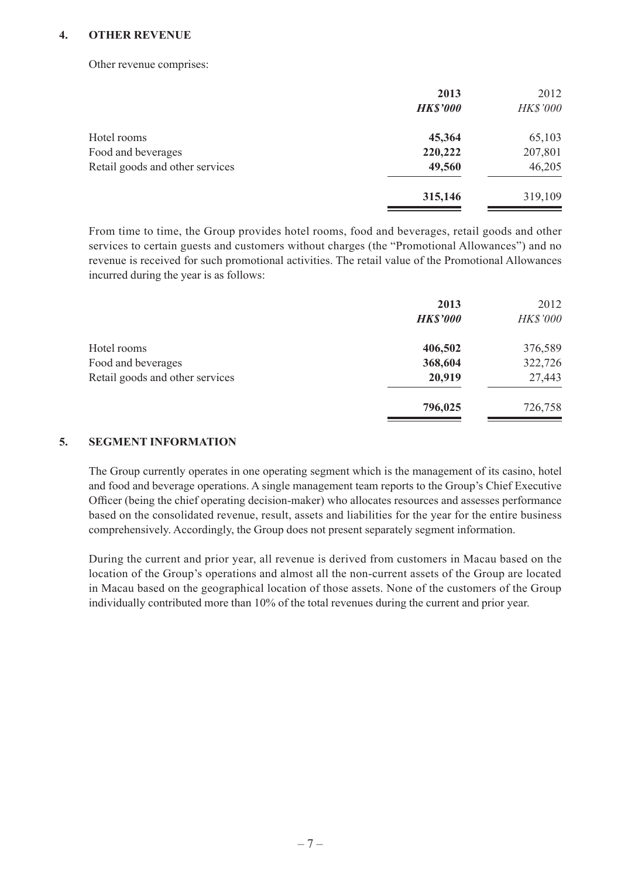## 4. OTHER REVENUE

Other revenue comprises:

| | 2013 | 2012 |
|---|---|---|
| | ***HK$'000*** | *HK$'000* |
| Hotel rooms | **45,364** | 65,103 |
| Food and beverages | **220,222** | 207,801 |
| Retail goods and other services | **49,560** | 46,205 |
| | **315,146** | 319,109 |

From time to time, the Group provides hotel rooms, food and beverages, retail goods and other services to certain guests and customers without charges (the "Promotional Allowances") and no revenue is received for such promotional activities. The retail value of the Promotional Allowances incurred during the year is as follows:

| | 2013 | 2012 |
|---|---|---|
| | ***HK$'000*** | *HK$'000* |
| Hotel rooms | **406,502** | 376,589 |
| Food and beverages | **368,604** | 322,726 |
| Retail goods and other services | **20,919** | 27,443 |
| | **796,025** | 726,758 |

## 5. SEGMENT INFORMATION

The Group currently operates in one operating segment which is the management of its casino, hotel and food and beverage operations. A single management team reports to the Group's Chief Executive Officer (being the chief operating decision-maker) who allocates resources and assesses performance based on the consolidated revenue, result, assets and liabilities for the year for the entire business comprehensively. Accordingly, the Group does not present separately segment information.

During the current and prior year, all revenue is derived from customers in Macau based on the location of the Group's operations and almost all the non-current assets of the Group are located in Macau based on the geographical location of those assets. None of the customers of the Group individually contributed more than 10% of the total revenues during the current and prior year.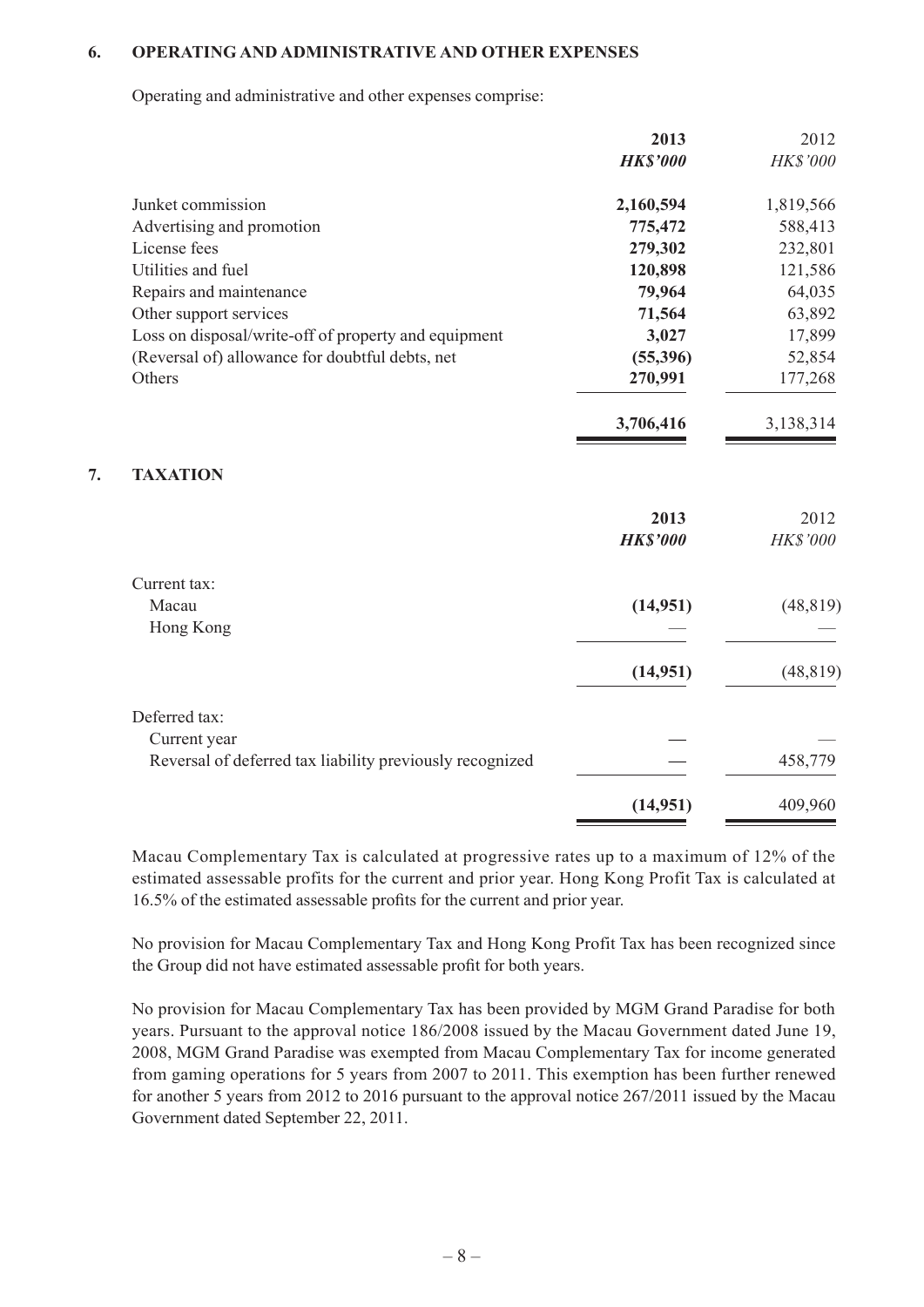### 6. OPERATING AND ADMINISTRATIVE AND OTHER EXPENSES

Operating and administrative and other expenses comprise:

| | 2013 | 2012 |
|---|---|---|
| | ***HK$'000*** | *HK$'000* |
| Junket commission | **2,160,594** | 1,819,566 |
| Advertising and promotion | **775,472** | 588,413 |
| License fees | **279,302** | 232,801 |
| Utilities and fuel | **120,898** | 121,586 |
| Repairs and maintenance | **79,964** | 64,035 |
| Other support services | **71,564** | 63,892 |
| Loss on disposal/write-off of property and equipment | **3,027** | 17,899 |
| (Reversal of) allowance for doubtful debts, net | **(55,396)** | 52,854 |
| Others | **270,991** | 177,268 |
| | **3,706,416** | 3,138,314 |

### 7. TAXATION

| | 2013 | 2012 |
|---|---|---|
| | ***HK$'000*** | *HK$'000* |
| Current tax: | | |
| Macau | **(14,951)** | (48,819) |
| Hong Kong | — | — |
| | **(14,951)** | (48,819) |
| Deferred tax: | | |
| Current year | — | — |
| Reversal of deferred tax liability previously recognized | — | 458,779 |
| | **(14,951)** | 409,960 |

Macau Complementary Tax is calculated at progressive rates up to a maximum of 12% of the estimated assessable profits for the current and prior year. Hong Kong Profit Tax is calculated at 16.5% of the estimated assessable profits for the current and prior year.

No provision for Macau Complementary Tax and Hong Kong Profit Tax has been recognized since the Group did not have estimated assessable profit for both years.

No provision for Macau Complementary Tax has been provided by MGM Grand Paradise for both years. Pursuant to the approval notice 186/2008 issued by the Macau Government dated June 19, 2008, MGM Grand Paradise was exempted from Macau Complementary Tax for income generated from gaming operations for 5 years from 2007 to 2011. This exemption has been further renewed for another 5 years from 2012 to 2016 pursuant to the approval notice 267/2011 issued by the Macau Government dated September 22, 2011.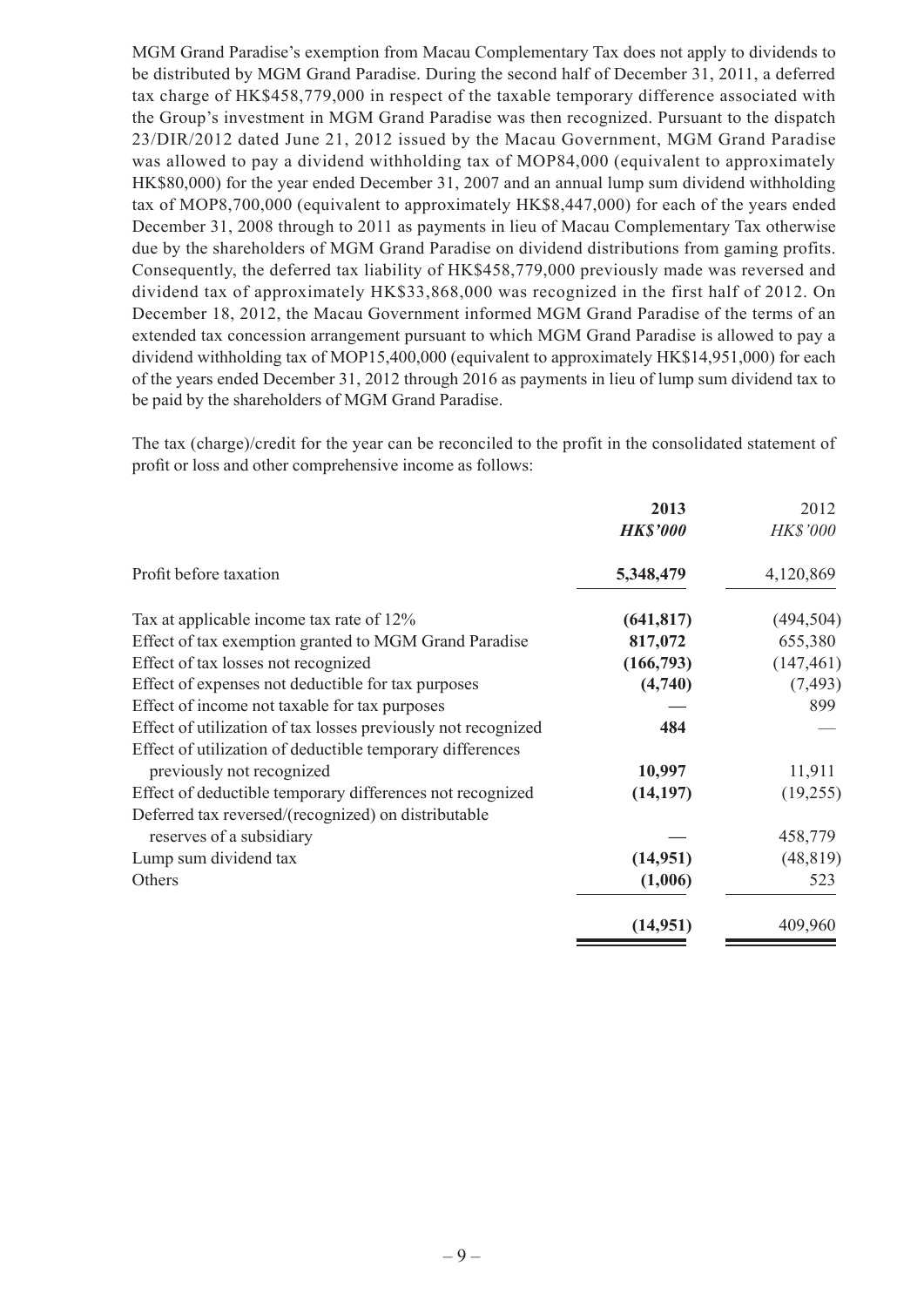MGM Grand Paradise's exemption from Macau Complementary Tax does not apply to dividends to be distributed by MGM Grand Paradise. During the second half of December 31, 2011, a deferred tax charge of HK$458,779,000 in respect of the taxable temporary difference associated with the Group's investment in MGM Grand Paradise was then recognized. Pursuant to the dispatch 23/DIR/2012 dated June 21, 2012 issued by the Macau Government, MGM Grand Paradise was allowed to pay a dividend withholding tax of MOP84,000 (equivalent to approximately HK$80,000) for the year ended December 31, 2007 and an annual lump sum dividend withholding tax of MOP8,700,000 (equivalent to approximately HK$8,447,000) for each of the years ended December 31, 2008 through to 2011 as payments in lieu of Macau Complementary Tax otherwise due by the shareholders of MGM Grand Paradise on dividend distributions from gaming profits. Consequently, the deferred tax liability of HK$458,779,000 previously made was reversed and dividend tax of approximately HK$33,868,000 was recognized in the first half of 2012. On December 18, 2012, the Macau Government informed MGM Grand Paradise of the terms of an extended tax concession arrangement pursuant to which MGM Grand Paradise is allowed to pay a dividend withholding tax of MOP15,400,000 (equivalent to approximately HK$14,951,000) for each of the years ended December 31, 2012 through 2016 as payments in lieu of lump sum dividend tax to be paid by the shareholders of MGM Grand Paradise.

The tax (charge)/credit for the year can be reconciled to the profit in the consolidated statement of profit or loss and other comprehensive income as follows:

| | **2013** | 2012 |
|---|---|---|
| | ***HK$'000*** | *HK$'000* |
| Profit before taxation | **5,348,479** | 4,120,869 |
| Tax at applicable income tax rate of 12% | **(641,817)** | (494,504) |
| Effect of tax exemption granted to MGM Grand Paradise | **817,072** | 655,380 |
| Effect of tax losses not recognized | **(166,793)** | (147,461) |
| Effect of expenses not deductible for tax purposes | **(4,740)** | (7,493) |
| Effect of income not taxable for tax purposes | **—** | 899 |
| Effect of utilization of tax losses previously not recognized | **484** | — |
| Effect of utilization of deductible temporary differences previously not recognized | **10,997** | 11,911 |
| Effect of deductible temporary differences not recognized | **(14,197)** | (19,255) |
| Deferred tax reversed/(recognized) on distributable reserves of a subsidiary | **—** | 458,779 |
| Lump sum dividend tax | **(14,951)** | (48,819) |
| Others | **(1,006)** | 523 |
| | **(14,951)** | 409,960 |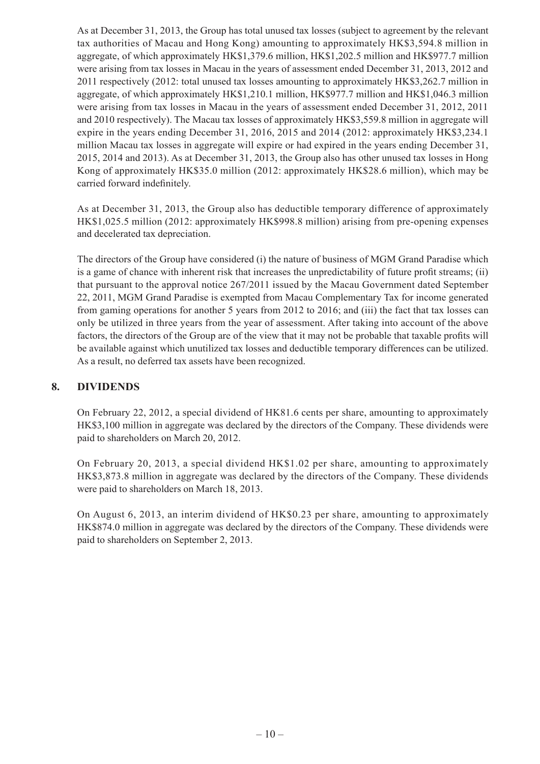As at December 31, 2013, the Group has total unused tax losses (subject to agreement by the relevant tax authorities of Macau and Hong Kong) amounting to approximately HK$3,594.8 million in aggregate, of which approximately HK$1,379.6 million, HK$1,202.5 million and HK$977.7 million were arising from tax losses in Macau in the years of assessment ended December 31, 2013, 2012 and 2011 respectively (2012: total unused tax losses amounting to approximately HK$3,262.7 million in aggregate, of which approximately HK$1,210.1 million, HK$977.7 million and HK$1,046.3 million were arising from tax losses in Macau in the years of assessment ended December 31, 2012, 2011 and 2010 respectively). The Macau tax losses of approximately HK$3,559.8 million in aggregate will expire in the years ending December 31, 2016, 2015 and 2014 (2012: approximately HK$3,234.1 million Macau tax losses in aggregate will expire or had expired in the years ending December 31, 2015, 2014 and 2013). As at December 31, 2013, the Group also has other unused tax losses in Hong Kong of approximately HK$35.0 million (2012: approximately HK$28.6 million), which may be carried forward indefinitely.

As at December 31, 2013, the Group also has deductible temporary difference of approximately HK$1,025.5 million (2012: approximately HK$998.8 million) arising from pre-opening expenses and decelerated tax depreciation.

The directors of the Group have considered (i) the nature of business of MGM Grand Paradise which is a game of chance with inherent risk that increases the unpredictability of future profit streams; (ii) that pursuant to the approval notice 267/2011 issued by the Macau Government dated September 22, 2011, MGM Grand Paradise is exempted from Macau Complementary Tax for income generated from gaming operations for another 5 years from 2012 to 2016; and (iii) the fact that tax losses can only be utilized in three years from the year of assessment. After taking into account of the above factors, the directors of the Group are of the view that it may not be probable that taxable profits will be available against which unutilized tax losses and deductible temporary differences can be utilized. As a result, no deferred tax assets have been recognized.

## 8. DIVIDENDS

On February 22, 2012, a special dividend of HK81.6 cents per share, amounting to approximately HK$3,100 million in aggregate was declared by the directors of the Company. These dividends were paid to shareholders on March 20, 2012.

On February 20, 2013, a special dividend HK$1.02 per share, amounting to approximately HK$3,873.8 million in aggregate was declared by the directors of the Company. These dividends were paid to shareholders on March 18, 2013.

On August 6, 2013, an interim dividend of HK$0.23 per share, amounting to approximately HK$874.0 million in aggregate was declared by the directors of the Company. These dividends were paid to shareholders on September 2, 2013.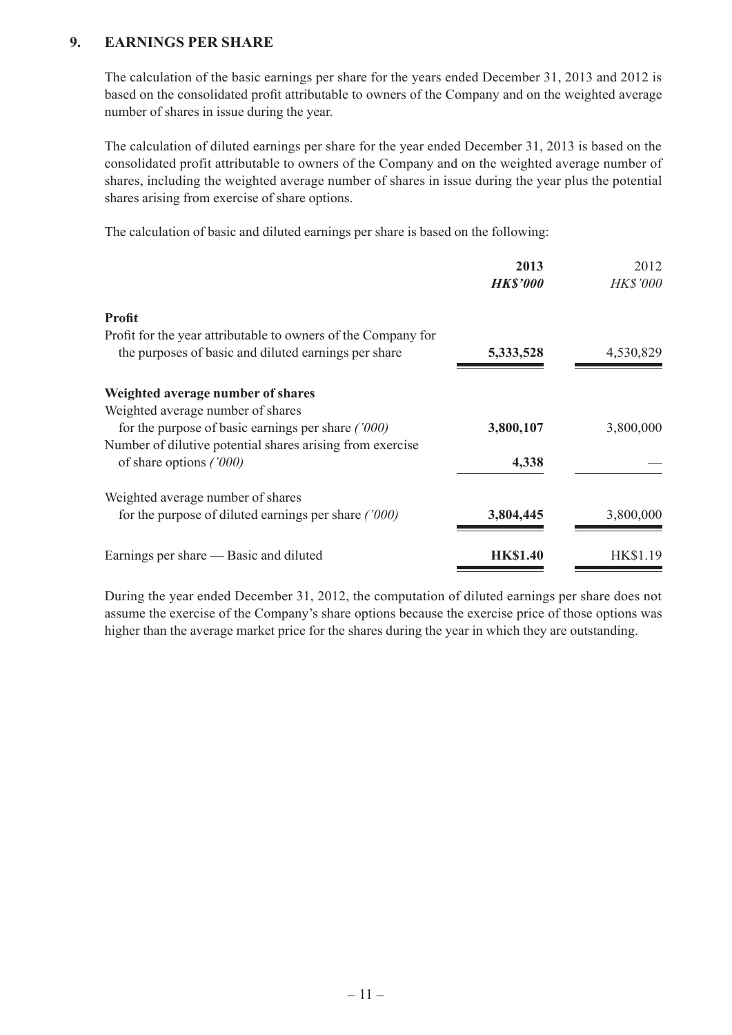## 9. EARNINGS PER SHARE

The calculation of the basic earnings per share for the years ended December 31, 2013 and 2012 is based on the consolidated profit attributable to owners of the Company and on the weighted average number of shares in issue during the year.

The calculation of diluted earnings per share for the year ended December 31, 2013 is based on the consolidated profit attributable to owners of the Company and on the weighted average number of shares, including the weighted average number of shares in issue during the year plus the potential shares arising from exercise of share options.

The calculation of basic and diluted earnings per share is based on the following:

| | **2013** | 2012 |
|---|---|---|
| | ***HK$'000*** | *HK$'000* |
| **Profit** | | |
| Profit for the year attributable to owners of the Company for the purposes of basic and diluted earnings per share | **5,333,528** | 4,530,829 |
| **Weighted average number of shares** | | |
| Weighted average number of shares for the purpose of basic earnings per share *('000)* | **3,800,107** | 3,800,000 |
| Number of dilutive potential shares arising from exercise of share options *('000)* | **4,338** | — |
| Weighted average number of shares for the purpose of diluted earnings per share *('000)* | **3,804,445** | 3,800,000 |
| Earnings per share — Basic and diluted | **HK$1.40** | HK$1.19 |

During the year ended December 31, 2012, the computation of diluted earnings per share does not assume the exercise of the Company's share options because the exercise price of those options was higher than the average market price for the shares during the year in which they are outstanding.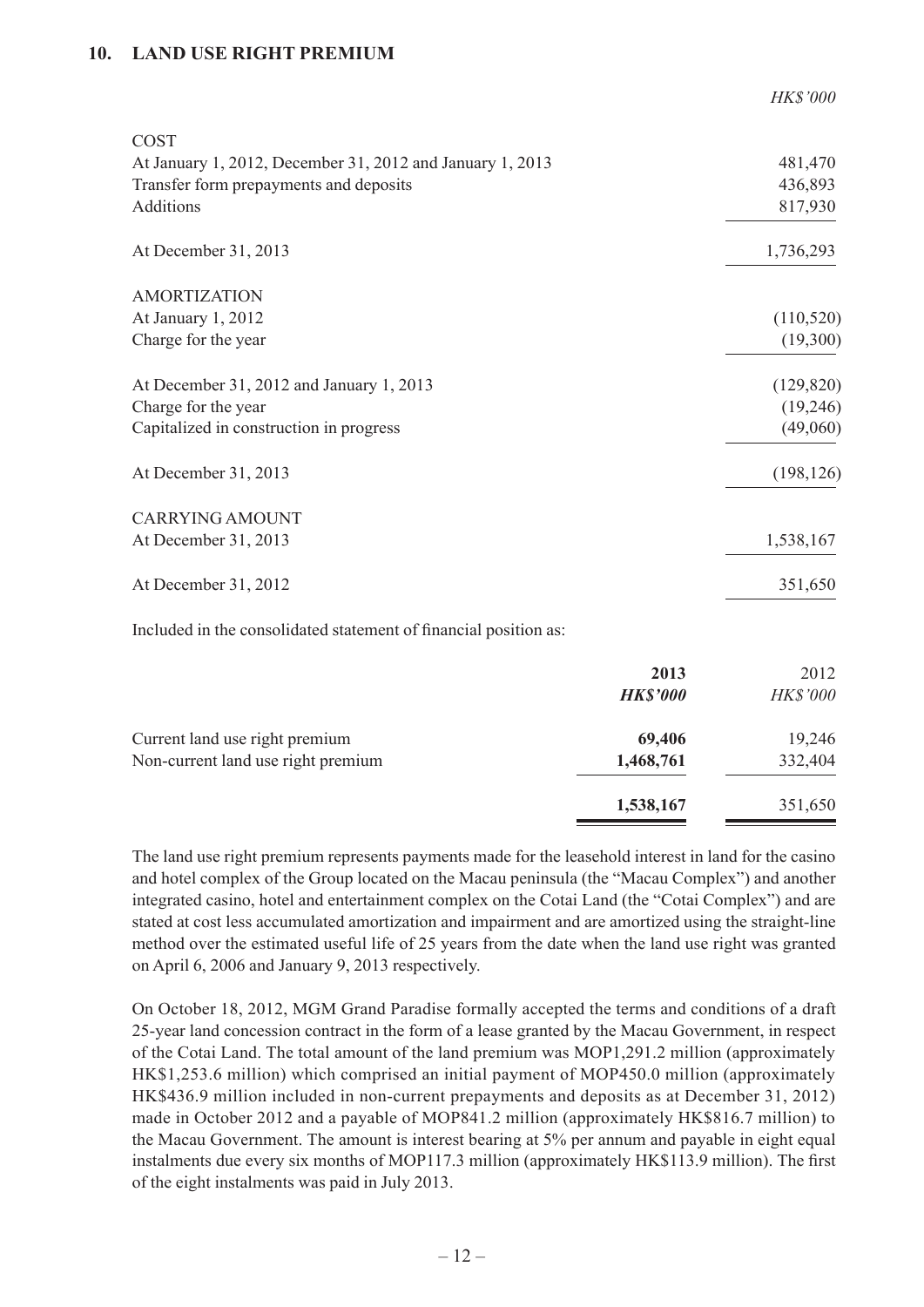## 10. LAND USE RIGHT PREMIUM

| | HK$'000 |
|---|---|
| COST | |
| At January 1, 2012, December 31, 2012 and January 1, 2013 | 481,470 |
| Transfer form prepayments and deposits | 436,893 |
| Additions | 817,930 |
| At December 31, 2013 | 1,736,293 |
| AMORTIZATION | |
| At January 1, 2012 | (110,520) |
| Charge for the year | (19,300) |
| At December 31, 2012 and January 1, 2013 | (129,820) |
| Charge for the year | (19,246) |
| Capitalized in construction in progress | (49,060) |
| At December 31, 2013 | (198,126) |
| CARRYING AMOUNT | |
| At December 31, 2013 | 1,538,167 |
| At December 31, 2012 | 351,650 |

Included in the consolidated statement of financial position as:

| | **2013** | 2012 |
|---|---|---|
| | ***HK$'000*** | *HK$'000* |
| Current land use right premium | **69,406** | 19,246 |
| Non-current land use right premium | **1,468,761** | 332,404 |
| | **1,538,167** | 351,650 |

The land use right premium represents payments made for the leasehold interest in land for the casino and hotel complex of the Group located on the Macau peninsula (the "Macau Complex") and another integrated casino, hotel and entertainment complex on the Cotai Land (the "Cotai Complex") and are stated at cost less accumulated amortization and impairment and are amortized using the straight-line method over the estimated useful life of 25 years from the date when the land use right was granted on April 6, 2006 and January 9, 2013 respectively.

On October 18, 2012, MGM Grand Paradise formally accepted the terms and conditions of a draft 25-year land concession contract in the form of a lease granted by the Macau Government, in respect of the Cotai Land. The total amount of the land premium was MOP1,291.2 million (approximately HK$1,253.6 million) which comprised an initial payment of MOP450.0 million (approximately HK$436.9 million included in non-current prepayments and deposits as at December 31, 2012) made in October 2012 and a payable of MOP841.2 million (approximately HK$816.7 million) to the Macau Government. The amount is interest bearing at 5% per annum and payable in eight equal instalments due every six months of MOP117.3 million (approximately HK$113.9 million). The first of the eight instalments was paid in July 2013.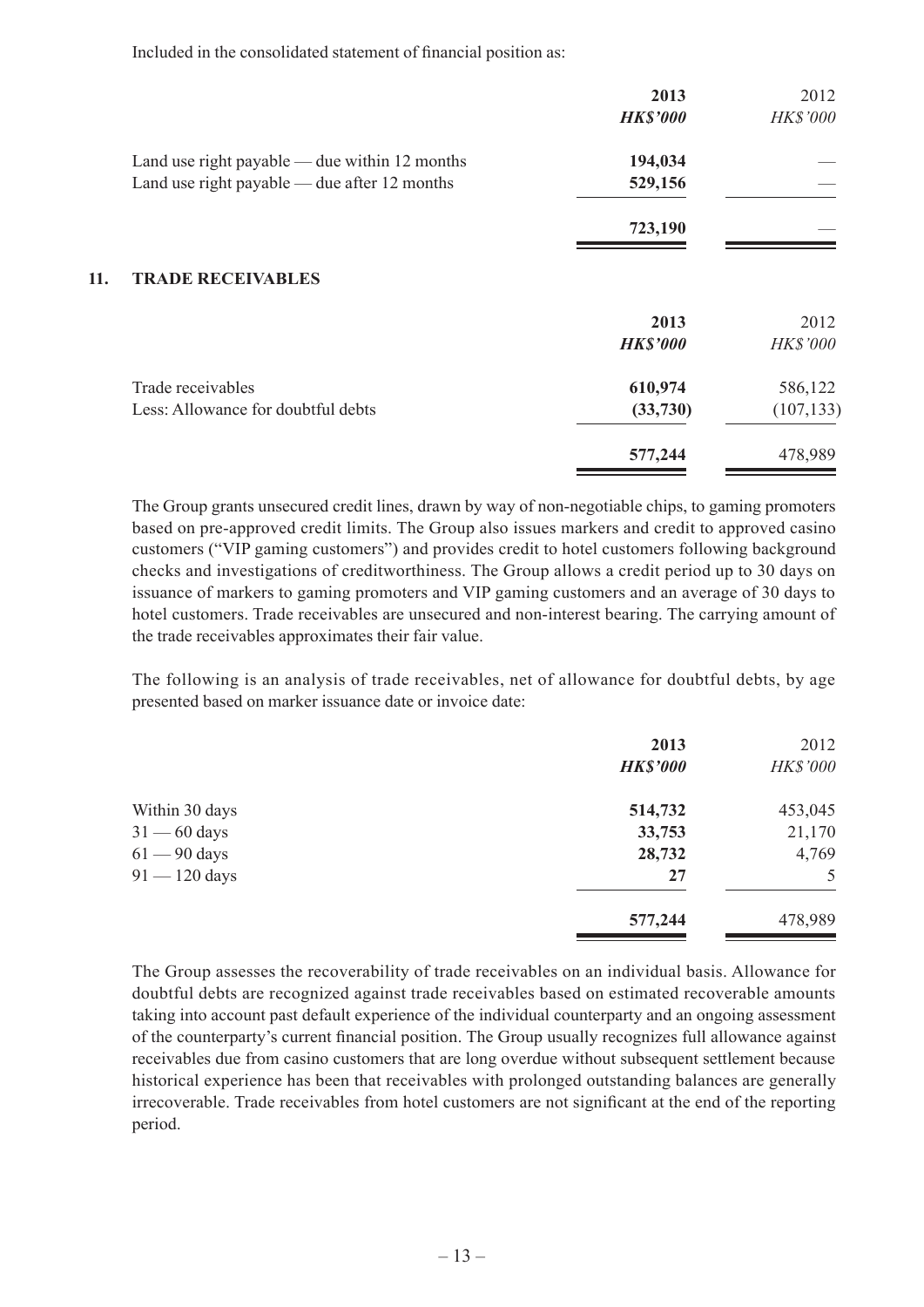Included in the consolidated statement of financial position as:

| | 2013 | 2012 |
|---|---|---|
| | ***HK$'000*** | *HK$'000* |
| Land use right payable — due within 12 months | **194,034** | — |
| Land use right payable — due after 12 months | **529,156** | — |
| | **723,190** | — |

## 11. TRADE RECEIVABLES

| | 2013 | 2012 |
|---|---|---|
| | ***HK$'000*** | *HK$'000* |
| Trade receivables | **610,974** | 586,122 |
| Less: Allowance for doubtful debts | **(33,730)** | (107,133) |
| | **577,244** | 478,989 |

The Group grants unsecured credit lines, drawn by way of non-negotiable chips, to gaming promoters based on pre-approved credit limits. The Group also issues markers and credit to approved casino customers ("VIP gaming customers") and provides credit to hotel customers following background checks and investigations of creditworthiness. The Group allows a credit period up to 30 days on issuance of markers to gaming promoters and VIP gaming customers and an average of 30 days to hotel customers. Trade receivables are unsecured and non-interest bearing. The carrying amount of the trade receivables approximates their fair value.

The following is an analysis of trade receivables, net of allowance for doubtful debts, by age presented based on marker issuance date or invoice date:

| | 2013 | 2012 |
|---|---|---|
| | ***HK$'000*** | *HK$'000* |
| Within 30 days | **514,732** | 453,045 |
| 31 — 60 days | **33,753** | 21,170 |
| 61 — 90 days | **28,732** | 4,769 |
| 91 — 120 days | **27** | 5 |
| | **577,244** | 478,989 |

The Group assesses the recoverability of trade receivables on an individual basis. Allowance for doubtful debts are recognized against trade receivables based on estimated recoverable amounts taking into account past default experience of the individual counterparty and an ongoing assessment of the counterparty's current financial position. The Group usually recognizes full allowance against receivables due from casino customers that are long overdue without subsequent settlement because historical experience has been that receivables with prolonged outstanding balances are generally irrecoverable. Trade receivables from hotel customers are not significant at the end of the reporting period.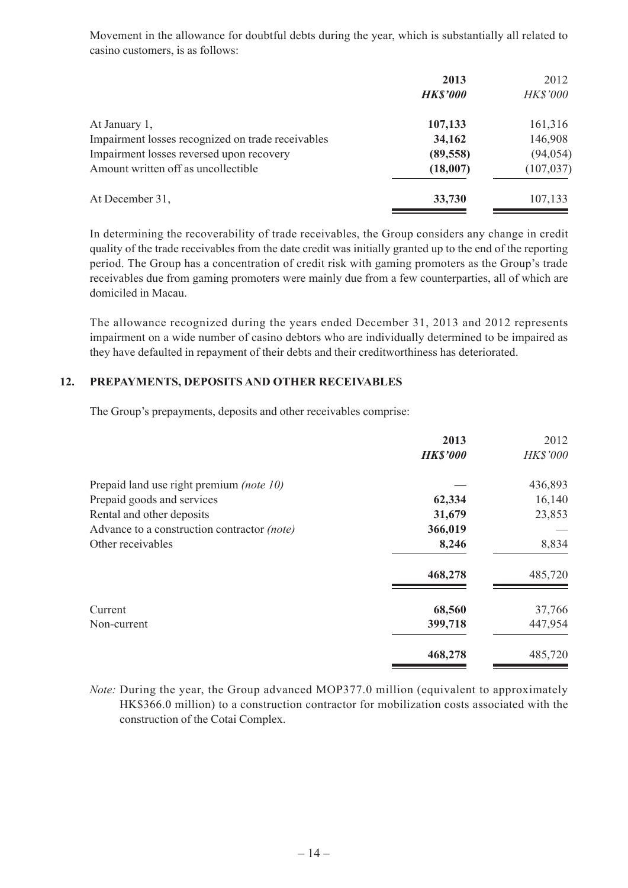Movement in the allowance for doubtful debts during the year, which is substantially all related to casino customers, is as follows:

| | 2013 | 2012 |
|---|---|---|
| | *HK$'000* | *HK$'000* |
| At January 1, | **107,133** | 161,316 |
| Impairment losses recognized on trade receivables | **34,162** | 146,908 |
| Impairment losses reversed upon recovery | **(89,558)** | (94,054) |
| Amount written off as uncollectible | **(18,007)** | (107,037) |
| At December 31, | **33,730** | 107,133 |

In determining the recoverability of trade receivables, the Group considers any change in credit quality of the trade receivables from the date credit was initially granted up to the end of the reporting period. The Group has a concentration of credit risk with gaming promoters as the Group's trade receivables due from gaming promoters were mainly due from a few counterparties, all of which are domiciled in Macau.

The allowance recognized during the years ended December 31, 2013 and 2012 represents impairment on a wide number of casino debtors who are individually determined to be impaired as they have defaulted in repayment of their debts and their creditworthiness has deteriorated.

## 12. PREPAYMENTS, DEPOSITS AND OTHER RECEIVABLES

The Group's prepayments, deposits and other receivables comprise:

| | 2013 | 2012 |
|---|---|---|
| | *HK$'000* | *HK$'000* |
| Prepaid land use right premium *(note 10)* | — | 436,893 |
| Prepaid goods and services | **62,334** | 16,140 |
| Rental and other deposits | **31,679** | 23,853 |
| Advance to a construction contractor *(note)* | **366,019** | — |
| Other receivables | **8,246** | 8,834 |
| | **468,278** | 485,720 |
| Current | **68,560** | 37,766 |
| Non-current | **399,718** | 447,954 |
| | **468,278** | 485,720 |

*Note:* During the year, the Group advanced MOP377.0 million (equivalent to approximately HK$366.0 million) to a construction contractor for mobilization costs associated with the construction of the Cotai Complex.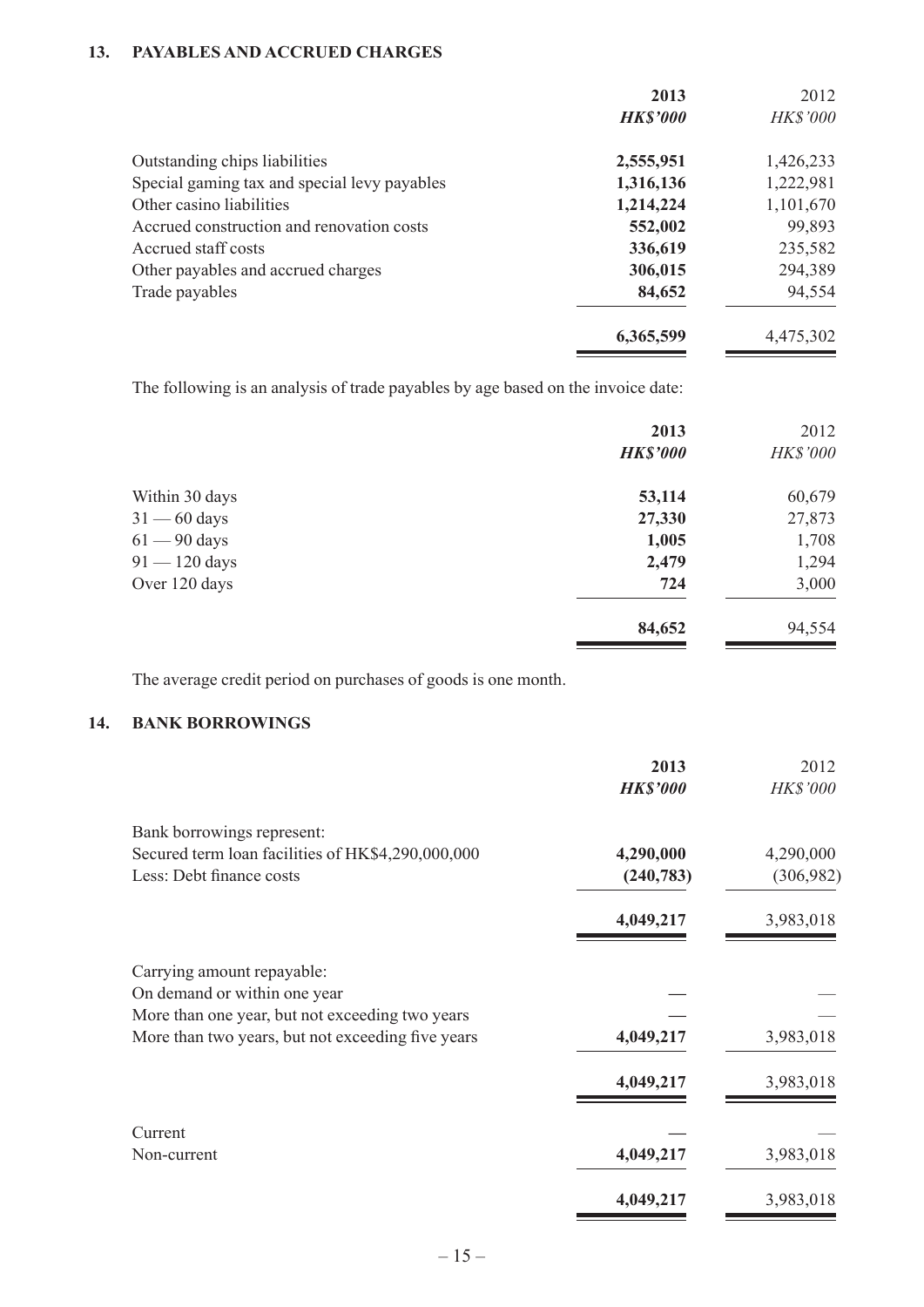## 13. PAYABLES AND ACCRUED CHARGES

| | 2013 | 2012 |
|---|---|---|
| | ***HK$'000*** | *HK$'000* |
| Outstanding chips liabilities | **2,555,951** | 1,426,233 |
| Special gaming tax and special levy payables | **1,316,136** | 1,222,981 |
| Other casino liabilities | **1,214,224** | 1,101,670 |
| Accrued construction and renovation costs | **552,002** | 99,893 |
| Accrued staff costs | **336,619** | 235,582 |
| Other payables and accrued charges | **306,015** | 294,389 |
| Trade payables | **84,652** | 94,554 |
| | **6,365,599** | 4,475,302 |

The following is an analysis of trade payables by age based on the invoice date:

| | 2013 | 2012 |
|---|---|---|
| | ***HK$'000*** | *HK$'000* |
| Within 30 days | **53,114** | 60,679 |
| 31 — 60 days | **27,330** | 27,873 |
| 61 — 90 days | **1,005** | 1,708 |
| 91 — 120 days | **2,479** | 1,294 |
| Over 120 days | **724** | 3,000 |
| | **84,652** | 94,554 |

The average credit period on purchases of goods is one month.

## 14. BANK BORROWINGS

| | 2013 | 2012 |
|---|---|---|
| | ***HK$'000*** | *HK$'000* |
| Bank borrowings represent: | | |
| Secured term loan facilities of HK$4,290,000,000 | **4,290,000** | 4,290,000 |
| Less: Debt finance costs | **(240,783)** | (306,982) |
| | **4,049,217** | 3,983,018 |
| Carrying amount repayable: | | |
| On demand or within one year | **—** | — |
| More than one year, but not exceeding two years | **—** | — |
| More than two years, but not exceeding five years | **4,049,217** | 3,983,018 |
| | **4,049,217** | 3,983,018 |
| Current | **—** | — |
| Non-current | **4,049,217** | 3,983,018 |
| | **4,049,217** | 3,983,018 |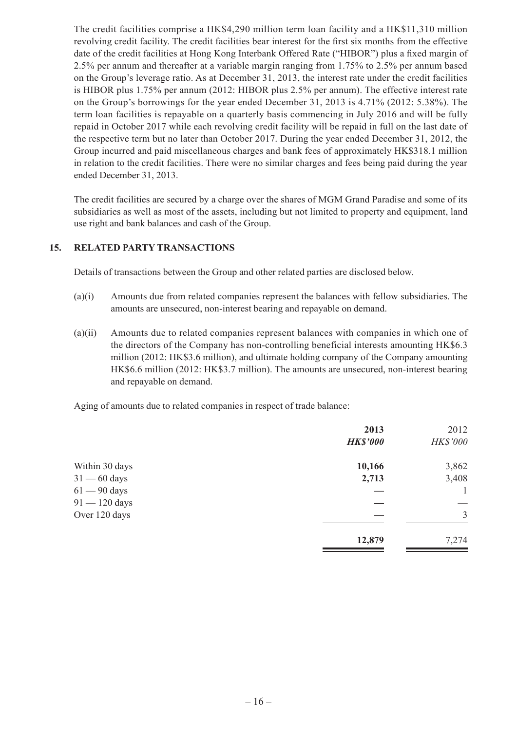The credit facilities comprise a HK$4,290 million term loan facility and a HK$11,310 million revolving credit facility. The credit facilities bear interest for the first six months from the effective date of the credit facilities at Hong Kong Interbank Offered Rate ("HIBOR") plus a fixed margin of 2.5% per annum and thereafter at a variable margin ranging from 1.75% to 2.5% per annum based on the Group's leverage ratio. As at December 31, 2013, the interest rate under the credit facilities is HIBOR plus 1.75% per annum (2012: HIBOR plus 2.5% per annum). The effective interest rate on the Group's borrowings for the year ended December 31, 2013 is 4.71% (2012: 5.38%). The term loan facilities is repayable on a quarterly basis commencing in July 2016 and will be fully repaid in October 2017 while each revolving credit facility will be repaid in full on the last date of the respective term but no later than October 2017. During the year ended December 31, 2012, the Group incurred and paid miscellaneous charges and bank fees of approximately HK$318.1 million in relation to the credit facilities. There were no similar charges and fees being paid during the year ended December 31, 2013.

The credit facilities are secured by a charge over the shares of MGM Grand Paradise and some of its subsidiaries as well as most of the assets, including but not limited to property and equipment, land use right and bank balances and cash of the Group.

## 15. RELATED PARTY TRANSACTIONS

Details of transactions between the Group and other related parties are disclosed below.

(a)(i) Amounts due from related companies represent the balances with fellow subsidiaries. The amounts are unsecured, non-interest bearing and repayable on demand.

(a)(ii) Amounts due to related companies represent balances with companies in which one of the directors of the Company has non-controlling beneficial interests amounting HK$6.3 million (2012: HK$3.6 million), and ultimate holding company of the Company amounting HK$6.6 million (2012: HK$3.7 million). The amounts are unsecured, non-interest bearing and repayable on demand.

Aging of amounts due to related companies in respect of trade balance:

| | **2013** | 2012 |
|---|---|---|
| | ***HK$'000*** | *HK$'000* |
| Within 30 days | **10,166** | 3,862 |
| 31 — 60 days | **2,713** | 3,408 |
| 61 — 90 days | **—** | 1 |
| 91 — 120 days | **—** | — |
| Over 120 days | **—** | 3 |
| | **12,879** | 7,274 |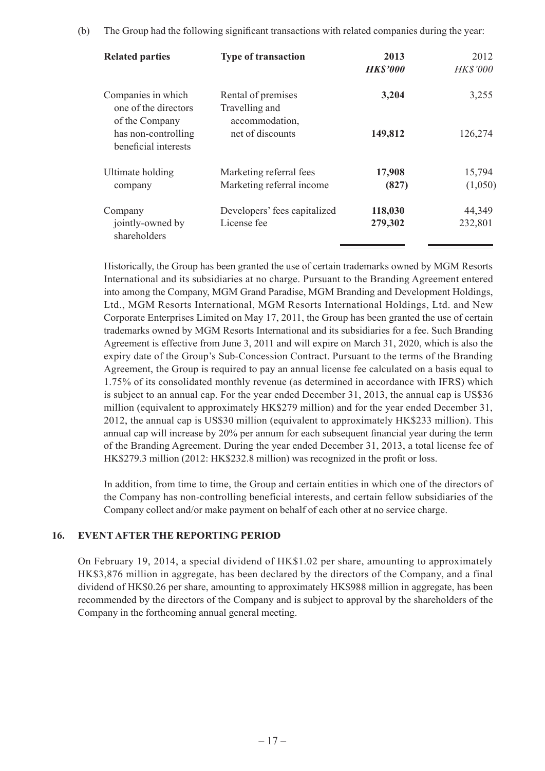(b) The Group had the following significant transactions with related companies during the year:

| Related parties | Type of transaction | 2013 | 2012 |
|---|---|---|---|
| | | ***HK$'000*** | *HK$'000* |
| Companies in which one of the directors of the Company has non-controlling beneficial interests | Rental of premises | **3,204** | 3,255 |
| | Travelling and accommodation, net of discounts | **149,812** | 126,274 |
| Ultimate holding company | Marketing referral fees | **17,908** | 15,794 |
| | Marketing referral income | **(827)** | (1,050) |
| Company jointly-owned by shareholders | Developers' fees capitalized | **118,030** | 44,349 |
| | License fee | **279,302** | 232,801 |

Historically, the Group has been granted the use of certain trademarks owned by MGM Resorts International and its subsidiaries at no charge. Pursuant to the Branding Agreement entered into among the Company, MGM Grand Paradise, MGM Branding and Development Holdings, Ltd., MGM Resorts International, MGM Resorts International Holdings, Ltd. and New Corporate Enterprises Limited on May 17, 2011, the Group has been granted the use of certain trademarks owned by MGM Resorts International and its subsidiaries for a fee. Such Branding Agreement is effective from June 3, 2011 and will expire on March 31, 2020, which is also the expiry date of the Group's Sub-Concession Contract. Pursuant to the terms of the Branding Agreement, the Group is required to pay an annual license fee calculated on a basis equal to 1.75% of its consolidated monthly revenue (as determined in accordance with IFRS) which is subject to an annual cap. For the year ended December 31, 2013, the annual cap is US$36 million (equivalent to approximately HK$279 million) and for the year ended December 31, 2012, the annual cap is US$30 million (equivalent to approximately HK$233 million). This annual cap will increase by 20% per annum for each subsequent financial year during the term of the Branding Agreement. During the year ended December 31, 2013, a total license fee of HK$279.3 million (2012: HK$232.8 million) was recognized in the profit or loss.

In addition, from time to time, the Group and certain entities in which one of the directors of the Company has non-controlling beneficial interests, and certain fellow subsidiaries of the Company collect and/or make payment on behalf of each other at no service charge.

## 16. EVENT AFTER THE REPORTING PERIOD

On February 19, 2014, a special dividend of HK$1.02 per share, amounting to approximately HK$3,876 million in aggregate, has been declared by the directors of the Company, and a final dividend of HK$0.26 per share, amounting to approximately HK$988 million in aggregate, has been recommended by the directors of the Company and is subject to approval by the shareholders of the Company in the forthcoming annual general meeting.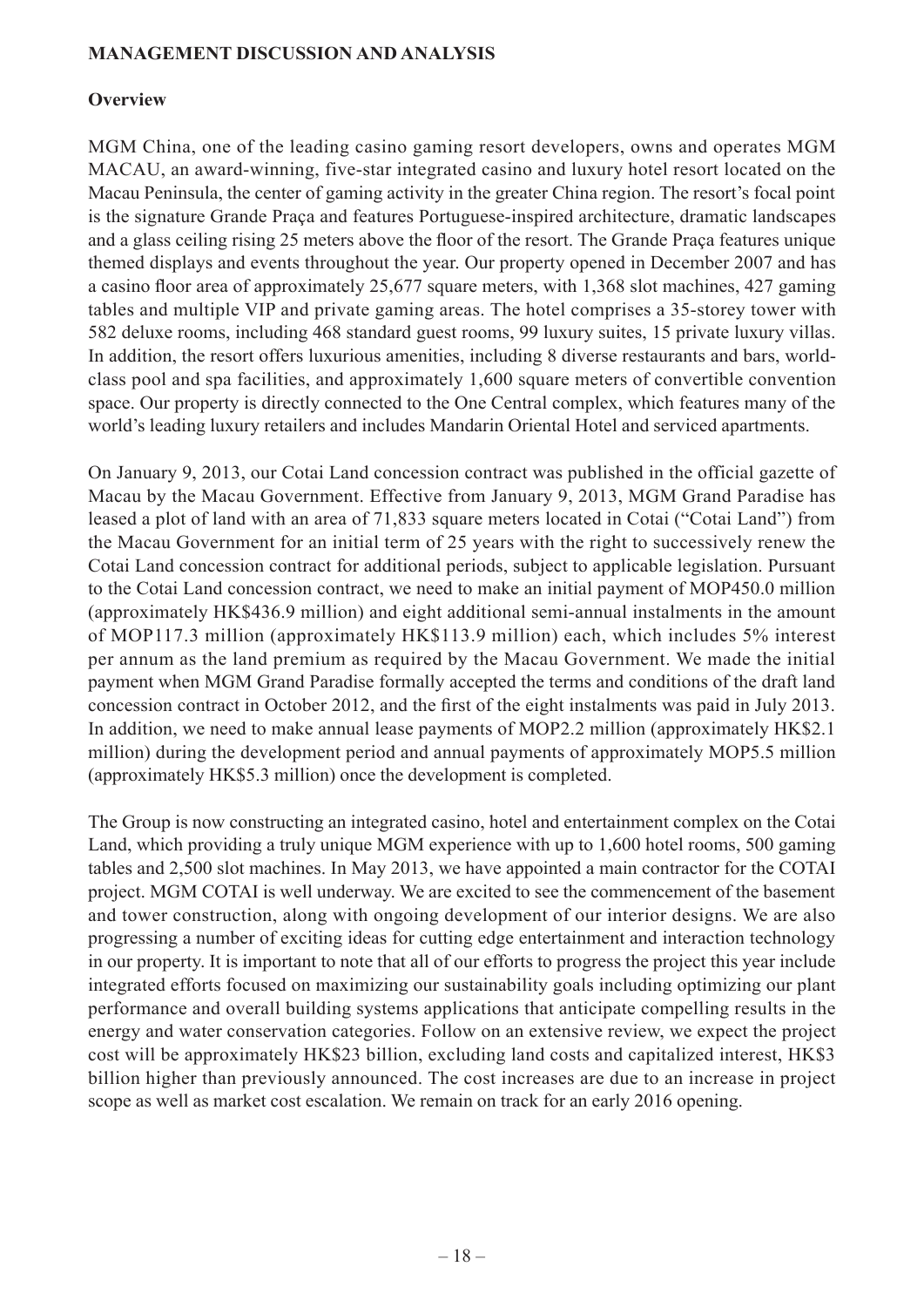## MANAGEMENT DISCUSSION AND ANALYSIS

### Overview

MGM China, one of the leading casino gaming resort developers, owns and operates MGM MACAU, an award-winning, five-star integrated casino and luxury hotel resort located on the Macau Peninsula, the center of gaming activity in the greater China region. The resort's focal point is the signature Grande Praça and features Portuguese-inspired architecture, dramatic landscapes and a glass ceiling rising 25 meters above the floor of the resort. The Grande Praça features unique themed displays and events throughout the year. Our property opened in December 2007 and has a casino floor area of approximately 25,677 square meters, with 1,368 slot machines, 427 gaming tables and multiple VIP and private gaming areas. The hotel comprises a 35-storey tower with 582 deluxe rooms, including 468 standard guest rooms, 99 luxury suites, 15 private luxury villas. In addition, the resort offers luxurious amenities, including 8 diverse restaurants and bars, world-class pool and spa facilities, and approximately 1,600 square meters of convertible convention space. Our property is directly connected to the One Central complex, which features many of the world's leading luxury retailers and includes Mandarin Oriental Hotel and serviced apartments.

On January 9, 2013, our Cotai Land concession contract was published in the official gazette of Macau by the Macau Government. Effective from January 9, 2013, MGM Grand Paradise has leased a plot of land with an area of 71,833 square meters located in Cotai ("Cotai Land") from the Macau Government for an initial term of 25 years with the right to successively renew the Cotai Land concession contract for additional periods, subject to applicable legislation. Pursuant to the Cotai Land concession contract, we need to make an initial payment of MOP450.0 million (approximately HK$436.9 million) and eight additional semi-annual instalments in the amount of MOP117.3 million (approximately HK$113.9 million) each, which includes 5% interest per annum as the land premium as required by the Macau Government. We made the initial payment when MGM Grand Paradise formally accepted the terms and conditions of the draft land concession contract in October 2012, and the first of the eight instalments was paid in July 2013. In addition, we need to make annual lease payments of MOP2.2 million (approximately HK$2.1 million) during the development period and annual payments of approximately MOP5.5 million (approximately HK$5.3 million) once the development is completed.

The Group is now constructing an integrated casino, hotel and entertainment complex on the Cotai Land, which providing a truly unique MGM experience with up to 1,600 hotel rooms, 500 gaming tables and 2,500 slot machines. In May 2013, we have appointed a main contractor for the COTAI project. MGM COTAI is well underway. We are excited to see the commencement of the basement and tower construction, along with ongoing development of our interior designs. We are also progressing a number of exciting ideas for cutting edge entertainment and interaction technology in our property. It is important to note that all of our efforts to progress the project this year include integrated efforts focused on maximizing our sustainability goals including optimizing our plant performance and overall building systems applications that anticipate compelling results in the energy and water conservation categories. Follow on an extensive review, we expect the project cost will be approximately HK$23 billion, excluding land costs and capitalized interest, HK$3 billion higher than previously announced. The cost increases are due to an increase in project scope as well as market cost escalation. We remain on track for an early 2016 opening.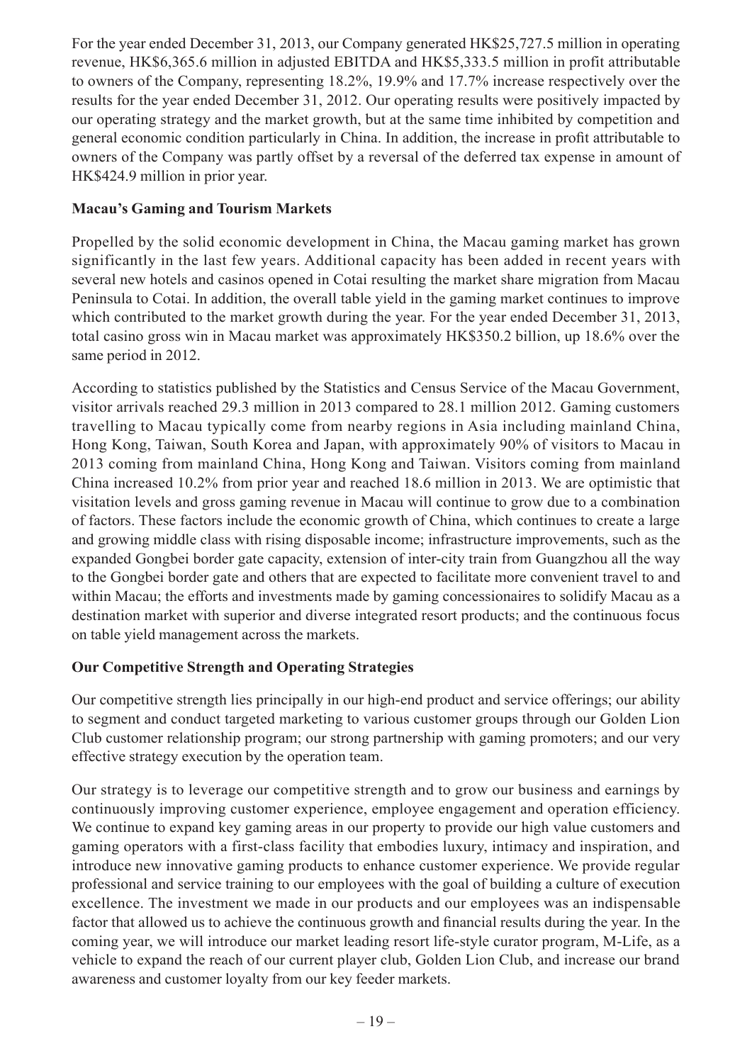For the year ended December 31, 2013, our Company generated HK$25,727.5 million in operating revenue, HK$6,365.6 million in adjusted EBITDA and HK$5,333.5 million in profit attributable to owners of the Company, representing 18.2%, 19.9% and 17.7% increase respectively over the results for the year ended December 31, 2012. Our operating results were positively impacted by our operating strategy and the market growth, but at the same time inhibited by competition and general economic condition particularly in China. In addition, the increase in profit attributable to owners of the Company was partly offset by a reversal of the deferred tax expense in amount of HK$424.9 million in prior year.

**Macau's Gaming and Tourism Markets**

Propelled by the solid economic development in China, the Macau gaming market has grown significantly in the last few years. Additional capacity has been added in recent years with several new hotels and casinos opened in Cotai resulting the market share migration from Macau Peninsula to Cotai. In addition, the overall table yield in the gaming market continues to improve which contributed to the market growth during the year. For the year ended December 31, 2013, total casino gross win in Macau market was approximately HK$350.2 billion, up 18.6% over the same period in 2012.

According to statistics published by the Statistics and Census Service of the Macau Government, visitor arrivals reached 29.3 million in 2013 compared to 28.1 million 2012. Gaming customers travelling to Macau typically come from nearby regions in Asia including mainland China, Hong Kong, Taiwan, South Korea and Japan, with approximately 90% of visitors to Macau in 2013 coming from mainland China, Hong Kong and Taiwan. Visitors coming from mainland China increased 10.2% from prior year and reached 18.6 million in 2013. We are optimistic that visitation levels and gross gaming revenue in Macau will continue to grow due to a combination of factors. These factors include the economic growth of China, which continues to create a large and growing middle class with rising disposable income; infrastructure improvements, such as the expanded Gongbei border gate capacity, extension of inter-city train from Guangzhou all the way to the Gongbei border gate and others that are expected to facilitate more convenient travel to and within Macau; the efforts and investments made by gaming concessionaires to solidify Macau as a destination market with superior and diverse integrated resort products; and the continuous focus on table yield management across the markets.

**Our Competitive Strength and Operating Strategies**

Our competitive strength lies principally in our high-end product and service offerings; our ability to segment and conduct targeted marketing to various customer groups through our Golden Lion Club customer relationship program; our strong partnership with gaming promoters; and our very effective strategy execution by the operation team.

Our strategy is to leverage our competitive strength and to grow our business and earnings by continuously improving customer experience, employee engagement and operation efficiency. We continue to expand key gaming areas in our property to provide our high value customers and gaming operators with a first-class facility that embodies luxury, intimacy and inspiration, and introduce new innovative gaming products to enhance customer experience. We provide regular professional and service training to our employees with the goal of building a culture of execution excellence. The investment we made in our products and our employees was an indispensable factor that allowed us to achieve the continuous growth and financial results during the year. In the coming year, we will introduce our market leading resort life-style curator program, M-Life, as a vehicle to expand the reach of our current player club, Golden Lion Club, and increase our brand awareness and customer loyalty from our key feeder markets.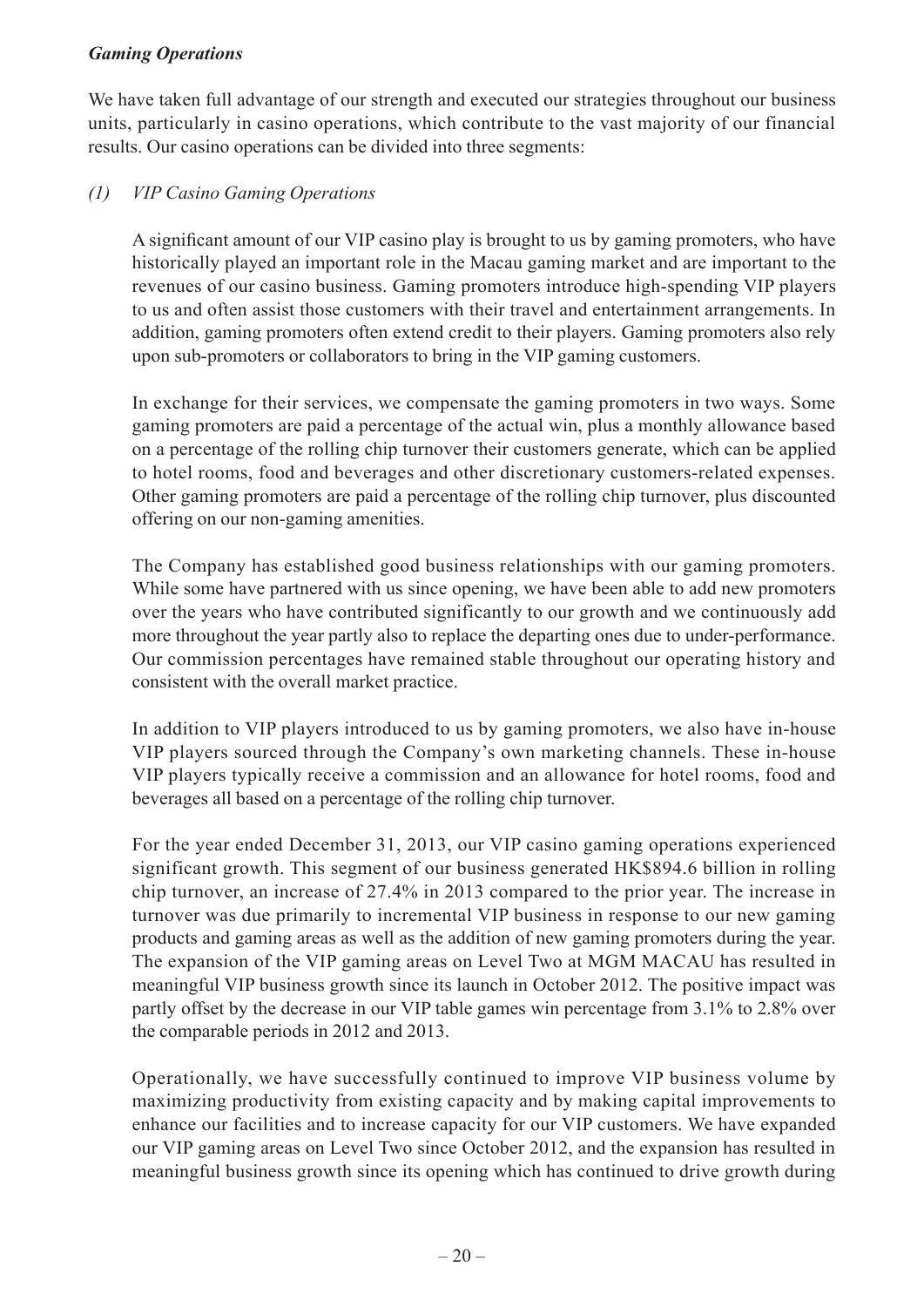***Gaming Operations***

We have taken full advantage of our strength and executed our strategies throughout our business units, particularly in casino operations, which contribute to the vast majority of our financial results. Our casino operations can be divided into three segments:

*(1) VIP Casino Gaming Operations*

A significant amount of our VIP casino play is brought to us by gaming promoters, who have historically played an important role in the Macau gaming market and are important to the revenues of our casino business. Gaming promoters introduce high-spending VIP players to us and often assist those customers with their travel and entertainment arrangements. In addition, gaming promoters often extend credit to their players. Gaming promoters also rely upon sub-promoters or collaborators to bring in the VIP gaming customers.

In exchange for their services, we compensate the gaming promoters in two ways. Some gaming promoters are paid a percentage of the actual win, plus a monthly allowance based on a percentage of the rolling chip turnover their customers generate, which can be applied to hotel rooms, food and beverages and other discretionary customers-related expenses. Other gaming promoters are paid a percentage of the rolling chip turnover, plus discounted offering on our non-gaming amenities.

The Company has established good business relationships with our gaming promoters. While some have partnered with us since opening, we have been able to add new promoters over the years who have contributed significantly to our growth and we continuously add more throughout the year partly also to replace the departing ones due to under-performance. Our commission percentages have remained stable throughout our operating history and consistent with the overall market practice.

In addition to VIP players introduced to us by gaming promoters, we also have in-house VIP players sourced through the Company's own marketing channels. These in-house VIP players typically receive a commission and an allowance for hotel rooms, food and beverages all based on a percentage of the rolling chip turnover.

For the year ended December 31, 2013, our VIP casino gaming operations experienced significant growth. This segment of our business generated HK$894.6 billion in rolling chip turnover, an increase of 27.4% in 2013 compared to the prior year. The increase in turnover was due primarily to incremental VIP business in response to our new gaming products and gaming areas as well as the addition of new gaming promoters during the year. The expansion of the VIP gaming areas on Level Two at MGM MACAU has resulted in meaningful VIP business growth since its launch in October 2012. The positive impact was partly offset by the decrease in our VIP table games win percentage from 3.1% to 2.8% over the comparable periods in 2012 and 2013.

Operationally, we have successfully continued to improve VIP business volume by maximizing productivity from existing capacity and by making capital improvements to enhance our facilities and to increase capacity for our VIP customers. We have expanded our VIP gaming areas on Level Two since October 2012, and the expansion has resulted in meaningful business growth since its opening which has continued to drive growth during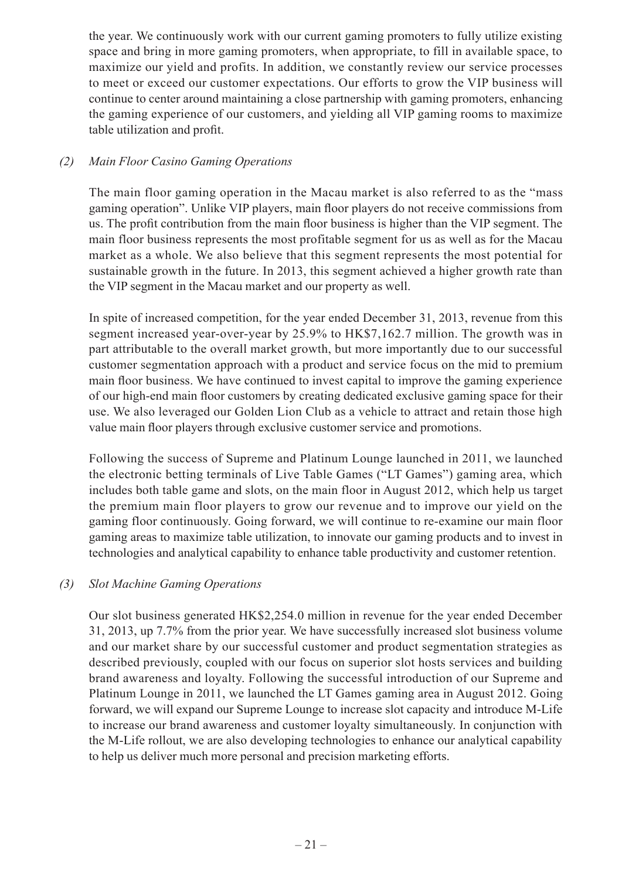the year. We continuously work with our current gaming promoters to fully utilize existing space and bring in more gaming promoters, when appropriate, to fill in available space, to maximize our yield and profits. In addition, we constantly review our service processes to meet or exceed our customer expectations. Our efforts to grow the VIP business will continue to center around maintaining a close partnership with gaming promoters, enhancing the gaming experience of our customers, and yielding all VIP gaming rooms to maximize table utilization and profit.

*(2) Main Floor Casino Gaming Operations*

The main floor gaming operation in the Macau market is also referred to as the "mass gaming operation". Unlike VIP players, main floor players do not receive commissions from us. The profit contribution from the main floor business is higher than the VIP segment. The main floor business represents the most profitable segment for us as well as for the Macau market as a whole. We also believe that this segment represents the most potential for sustainable growth in the future. In 2013, this segment achieved a higher growth rate than the VIP segment in the Macau market and our property as well.

In spite of increased competition, for the year ended December 31, 2013, revenue from this segment increased year-over-year by 25.9% to HK$7,162.7 million. The growth was in part attributable to the overall market growth, but more importantly due to our successful customer segmentation approach with a product and service focus on the mid to premium main floor business. We have continued to invest capital to improve the gaming experience of our high-end main floor customers by creating dedicated exclusive gaming space for their use. We also leveraged our Golden Lion Club as a vehicle to attract and retain those high value main floor players through exclusive customer service and promotions.

Following the success of Supreme and Platinum Lounge launched in 2011, we launched the electronic betting terminals of Live Table Games ("LT Games") gaming area, which includes both table game and slots, on the main floor in August 2012, which help us target the premium main floor players to grow our revenue and to improve our yield on the gaming floor continuously. Going forward, we will continue to re-examine our main floor gaming areas to maximize table utilization, to innovate our gaming products and to invest in technologies and analytical capability to enhance table productivity and customer retention.

*(3) Slot Machine Gaming Operations*

Our slot business generated HK$2,254.0 million in revenue for the year ended December 31, 2013, up 7.7% from the prior year. We have successfully increased slot business volume and our market share by our successful customer and product segmentation strategies as described previously, coupled with our focus on superior slot hosts services and building brand awareness and loyalty. Following the successful introduction of our Supreme and Platinum Lounge in 2011, we launched the LT Games gaming area in August 2012. Going forward, we will expand our Supreme Lounge to increase slot capacity and introduce M-Life to increase our brand awareness and customer loyalty simultaneously. In conjunction with the M-Life rollout, we are also developing technologies to enhance our analytical capability to help us deliver much more personal and precision marketing efforts.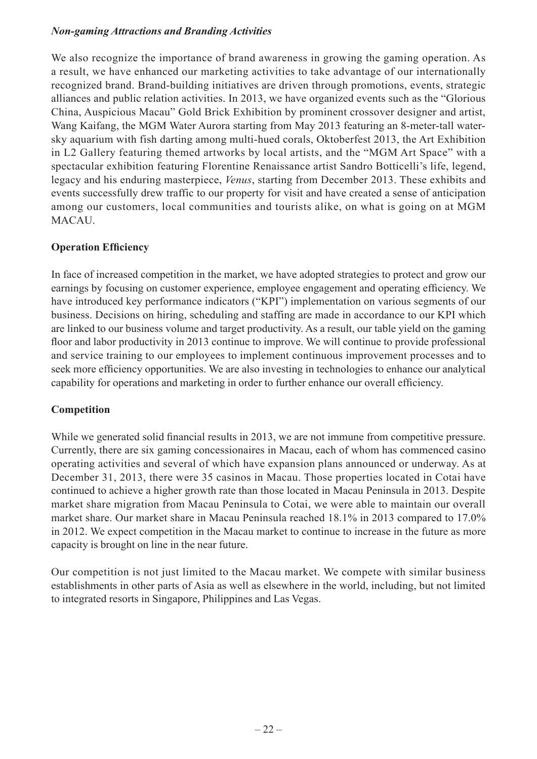### *Non-gaming Attractions and Branding Activities*

We also recognize the importance of brand awareness in growing the gaming operation. As a result, we have enhanced our marketing activities to take advantage of our internationally recognized brand. Brand-building initiatives are driven through promotions, events, strategic alliances and public relation activities. In 2013, we have organized events such as the "Glorious China, Auspicious Macau" Gold Brick Exhibition by prominent crossover designer and artist, Wang Kaifang, the MGM Water Aurora starting from May 2013 featuring an 8-meter-tall water-sky aquarium with fish darting among multi-hued corals, Oktoberfest 2013, the Art Exhibition in L2 Gallery featuring themed artworks by local artists, and the "MGM Art Space" with a spectacular exhibition featuring Florentine Renaissance artist Sandro Botticelli's life, legend, legacy and his enduring masterpiece, *Venus*, starting from December 2013. These exhibits and events successfully drew traffic to our property for visit and have created a sense of anticipation among our customers, local communities and tourists alike, on what is going on at MGM MACAU.

### **Operation Efficiency**

In face of increased competition in the market, we have adopted strategies to protect and grow our earnings by focusing on customer experience, employee engagement and operating efficiency. We have introduced key performance indicators ("KPI") implementation on various segments of our business. Decisions on hiring, scheduling and staffing are made in accordance to our KPI which are linked to our business volume and target productivity. As a result, our table yield on the gaming floor and labor productivity in 2013 continue to improve. We will continue to provide professional and service training to our employees to implement continuous improvement processes and to seek more efficiency opportunities. We are also investing in technologies to enhance our analytical capability for operations and marketing in order to further enhance our overall efficiency.

### **Competition**

While we generated solid financial results in 2013, we are not immune from competitive pressure. Currently, there are six gaming concessionaires in Macau, each of whom has commenced casino operating activities and several of which have expansion plans announced or underway. As at December 31, 2013, there were 35 casinos in Macau. Those properties located in Cotai have continued to achieve a higher growth rate than those located in Macau Peninsula in 2013. Despite market share migration from Macau Peninsula to Cotai, we were able to maintain our overall market share. Our market share in Macau Peninsula reached 18.1% in 2013 compared to 17.0% in 2012. We expect competition in the Macau market to continue to increase in the future as more capacity is brought on line in the near future.

Our competition is not just limited to the Macau market. We compete with similar business establishments in other parts of Asia as well as elsewhere in the world, including, but not limited to integrated resorts in Singapore, Philippines and Las Vegas.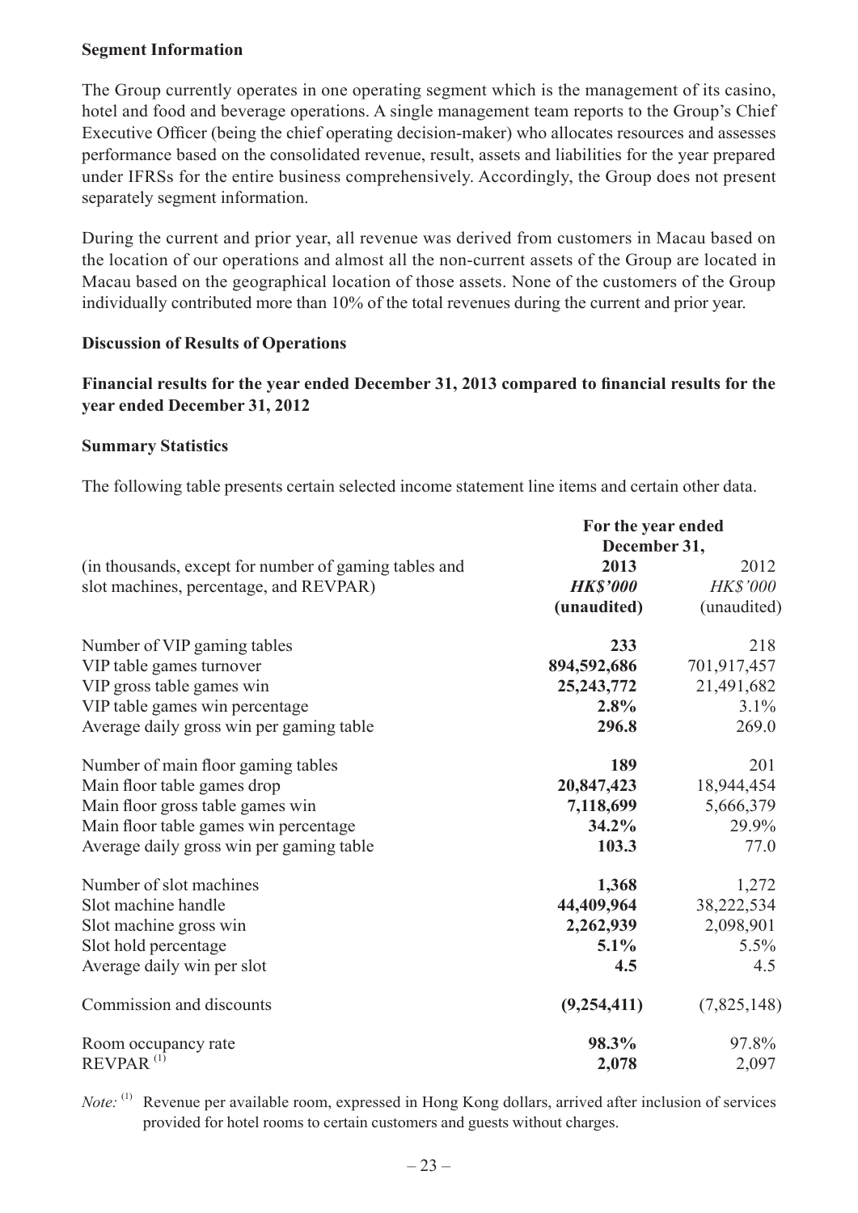**Segment Information**

The Group currently operates in one operating segment which is the management of its casino, hotel and food and beverage operations. A single management team reports to the Group's Chief Executive Officer (being the chief operating decision-maker) who allocates resources and assesses performance based on the consolidated revenue, result, assets and liabilities for the year prepared under IFRSs for the entire business comprehensively. Accordingly, the Group does not present separately segment information.

During the current and prior year, all revenue was derived from customers in Macau based on the location of our operations and almost all the non-current assets of the Group are located in Macau based on the geographical location of those assets. None of the customers of the Group individually contributed more than 10% of the total revenues during the current and prior year.

**Discussion of Results of Operations**

**Financial results for the year ended December 31, 2013 compared to financial results for the year ended December 31, 2012**

**Summary Statistics**

The following table presents certain selected income statement line items and certain other data.

| | For the year ended December 31, | |
|---|---|---|
| (in thousands, except for number of gaming tables and slot machines, percentage, and REVPAR) | **2013** | 2012 |
| | ***HK$'000*** | *HK$'000* |
| | **(unaudited)** | (unaudited) |
| Number of VIP gaming tables | **233** | 218 |
| VIP table games turnover | **894,592,686** | 701,917,457 |
| VIP gross table games win | **25,243,772** | 21,491,682 |
| VIP table games win percentage | **2.8%** | 3.1% |
| Average daily gross win per gaming table | **296.8** | 269.0 |
| Number of main floor gaming tables | **189** | 201 |
| Main floor table games drop | **20,847,423** | 18,944,454 |
| Main floor gross table games win | **7,118,699** | 5,666,379 |
| Main floor table games win percentage | **34.2%** | 29.9% |
| Average daily gross win per gaming table | **103.3** | 77.0 |
| Number of slot machines | **1,368** | 1,272 |
| Slot machine handle | **44,409,964** | 38,222,534 |
| Slot machine gross win | **2,262,939** | 2,098,901 |
| Slot hold percentage | **5.1%** | 5.5% |
| Average daily win per slot | **4.5** | 4.5 |
| Commission and discounts | **(9,254,411)** | (7,825,148) |
| Room occupancy rate | **98.3%** | 97.8% |
| REVPAR [(1)] | **2,078** | 2,097 |

*Note:* [(1)] Revenue per available room, expressed in Hong Kong dollars, arrived after inclusion of services provided for hotel rooms to certain customers and guests without charges.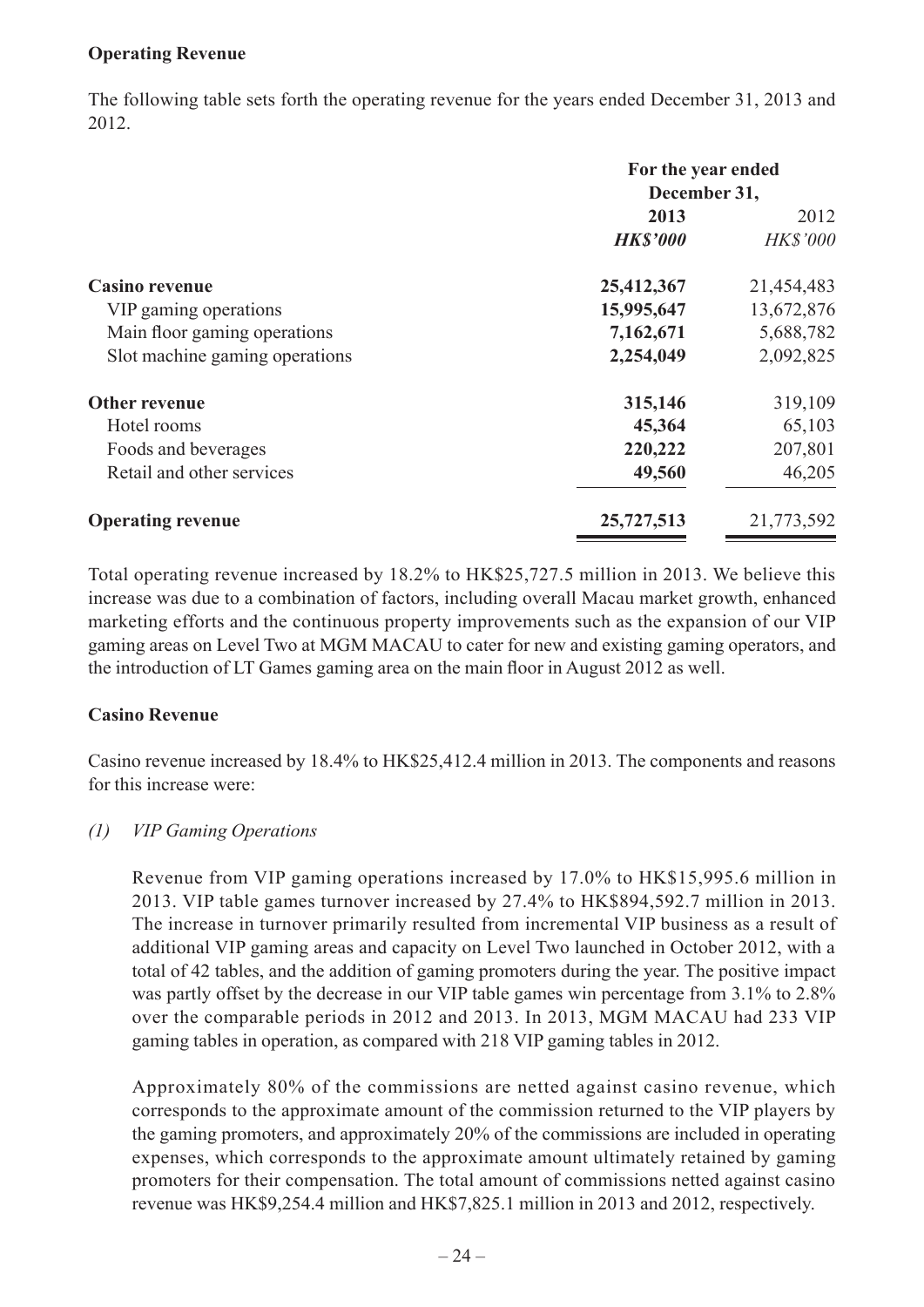**Operating Revenue**

The following table sets forth the operating revenue for the years ended December 31, 2013 and 2012.

| | For the year ended December 31, | |
|---|---|---|
| | **2013** | 2012 |
| | ***HK$'000*** | *HK$'000* |
| **Casino revenue** | **25,412,367** | 21,454,483 |
| VIP gaming operations | **15,995,647** | 13,672,876 |
| Main floor gaming operations | **7,162,671** | 5,688,782 |
| Slot machine gaming operations | **2,254,049** | 2,092,825 |
| **Other revenue** | **315,146** | 319,109 |
| Hotel rooms | **45,364** | 65,103 |
| Foods and beverages | **220,222** | 207,801 |
| Retail and other services | **49,560** | 46,205 |
| **Operating revenue** | **25,727,513** | 21,773,592 |

Total operating revenue increased by 18.2% to HK$25,727.5 million in 2013. We believe this increase was due to a combination of factors, including overall Macau market growth, enhanced marketing efforts and the continuous property improvements such as the expansion of our VIP gaming areas on Level Two at MGM MACAU to cater for new and existing gaming operators, and the introduction of LT Games gaming area on the main floor in August 2012 as well.

**Casino Revenue**

Casino revenue increased by 18.4% to HK$25,412.4 million in 2013. The components and reasons for this increase were:

*(1) VIP Gaming Operations*

Revenue from VIP gaming operations increased by 17.0% to HK$15,995.6 million in 2013. VIP table games turnover increased by 27.4% to HK$894,592.7 million in 2013. The increase in turnover primarily resulted from incremental VIP business as a result of additional VIP gaming areas and capacity on Level Two launched in October 2012, with a total of 42 tables, and the addition of gaming promoters during the year. The positive impact was partly offset by the decrease in our VIP table games win percentage from 3.1% to 2.8% over the comparable periods in 2012 and 2013. In 2013, MGM MACAU had 233 VIP gaming tables in operation, as compared with 218 VIP gaming tables in 2012.

Approximately 80% of the commissions are netted against casino revenue, which corresponds to the approximate amount of the commission returned to the VIP players by the gaming promoters, and approximately 20% of the commissions are included in operating expenses, which corresponds to the approximate amount ultimately retained by gaming promoters for their compensation. The total amount of commissions netted against casino revenue was HK$9,254.4 million and HK$7,825.1 million in 2013 and 2012, respectively.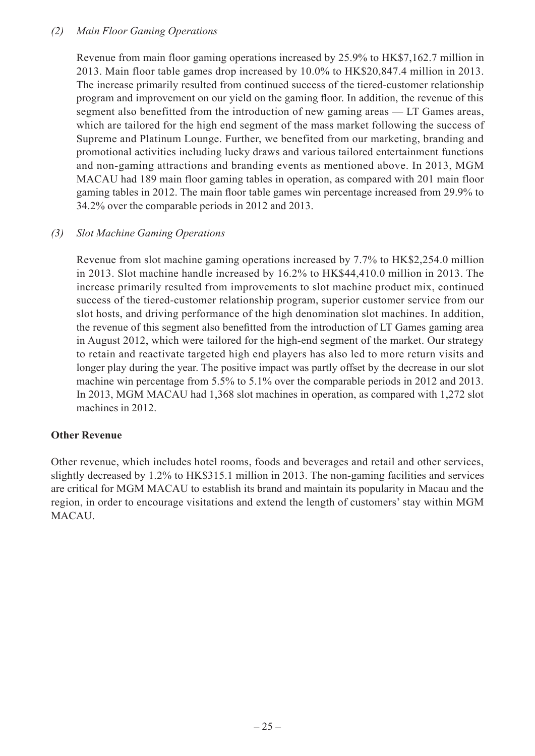*(2) Main Floor Gaming Operations*

Revenue from main floor gaming operations increased by 25.9% to HK$7,162.7 million in 2013. Main floor table games drop increased by 10.0% to HK$20,847.4 million in 2013. The increase primarily resulted from continued success of the tiered-customer relationship program and improvement on our yield on the gaming floor. In addition, the revenue of this segment also benefitted from the introduction of new gaming areas — LT Games areas, which are tailored for the high end segment of the mass market following the success of Supreme and Platinum Lounge. Further, we benefited from our marketing, branding and promotional activities including lucky draws and various tailored entertainment functions and non-gaming attractions and branding events as mentioned above. In 2013, MGM MACAU had 189 main floor gaming tables in operation, as compared with 201 main floor gaming tables in 2012. The main floor table games win percentage increased from 29.9% to 34.2% over the comparable periods in 2012 and 2013.

*(3) Slot Machine Gaming Operations*

Revenue from slot machine gaming operations increased by 7.7% to HK$2,254.0 million in 2013. Slot machine handle increased by 16.2% to HK$44,410.0 million in 2013. The increase primarily resulted from improvements to slot machine product mix, continued success of the tiered-customer relationship program, superior customer service from our slot hosts, and driving performance of the high denomination slot machines. In addition, the revenue of this segment also benefitted from the introduction of LT Games gaming area in August 2012, which were tailored for the high-end segment of the market. Our strategy to retain and reactivate targeted high end players has also led to more return visits and longer play during the year. The positive impact was partly offset by the decrease in our slot machine win percentage from 5.5% to 5.1% over the comparable periods in 2012 and 2013. In 2013, MGM MACAU had 1,368 slot machines in operation, as compared with 1,272 slot machines in 2012.

**Other Revenue**

Other revenue, which includes hotel rooms, foods and beverages and retail and other services, slightly decreased by 1.2% to HK$315.1 million in 2013. The non-gaming facilities and services are critical for MGM MACAU to establish its brand and maintain its popularity in Macau and the region, in order to encourage visitations and extend the length of customers' stay within MGM MACAU.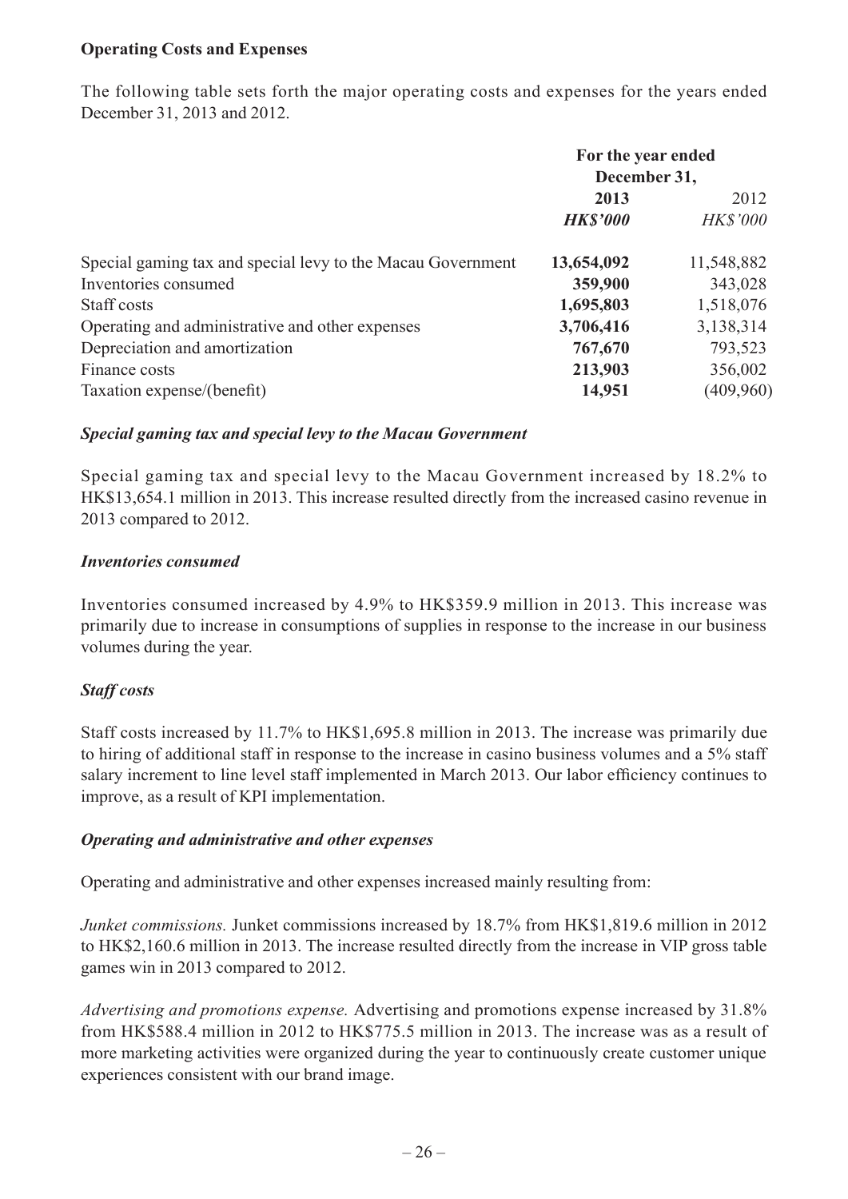**Operating Costs and Expenses**

The following table sets forth the major operating costs and expenses for the years ended December 31, 2013 and 2012.

| | For the year ended December 31, | |
|---|---|---|
| | **2013** | 2012 |
| | ***HK$'000*** | *HK$'000* |
| Special gaming tax and special levy to the Macau Government | **13,654,092** | 11,548,882 |
| Inventories consumed | **359,900** | 343,028 |
| Staff costs | **1,695,803** | 1,518,076 |
| Operating and administrative and other expenses | **3,706,416** | 3,138,314 |
| Depreciation and amortization | **767,670** | 793,523 |
| Finance costs | **213,903** | 356,002 |
| Taxation expense/(benefit) | **14,951** | (409,960) |

***Special gaming tax and special levy to the Macau Government***

Special gaming tax and special levy to the Macau Government increased by 18.2% to HK$13,654.1 million in 2013. This increase resulted directly from the increased casino revenue in 2013 compared to 2012.

***Inventories consumed***

Inventories consumed increased by 4.9% to HK$359.9 million in 2013. This increase was primarily due to increase in consumptions of supplies in response to the increase in our business volumes during the year.

***Staff costs***

Staff costs increased by 11.7% to HK$1,695.8 million in 2013. The increase was primarily due to hiring of additional staff in response to the increase in casino business volumes and a 5% staff salary increment to line level staff implemented in March 2013. Our labor efficiency continues to improve, as a result of KPI implementation.

***Operating and administrative and other expenses***

Operating and administrative and other expenses increased mainly resulting from:

*Junket commissions.* Junket commissions increased by 18.7% from HK$1,819.6 million in 2012 to HK$2,160.6 million in 2013. The increase resulted directly from the increase in VIP gross table games win in 2013 compared to 2012.

*Advertising and promotions expense.* Advertising and promotions expense increased by 31.8% from HK$588.4 million in 2012 to HK$775.5 million in 2013. The increase was as a result of more marketing activities were organized during the year to continuously create customer unique experiences consistent with our brand image.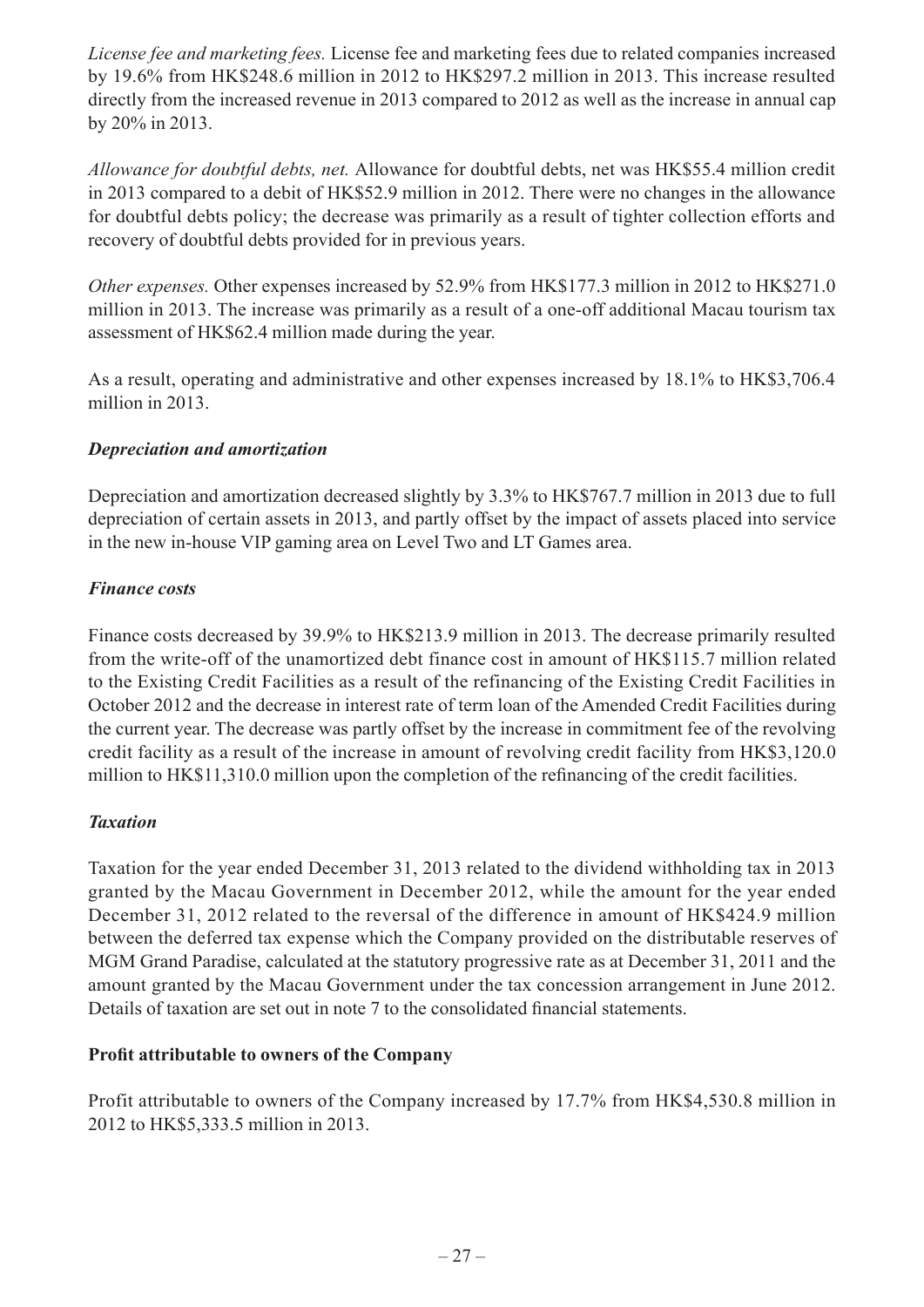*License fee and marketing fees.* License fee and marketing fees due to related companies increased by 19.6% from HK$248.6 million in 2012 to HK$297.2 million in 2013. This increase resulted directly from the increased revenue in 2013 compared to 2012 as well as the increase in annual cap by 20% in 2013.

*Allowance for doubtful debts, net.* Allowance for doubtful debts, net was HK$55.4 million credit in 2013 compared to a debit of HK$52.9 million in 2012. There were no changes in the allowance for doubtful debts policy; the decrease was primarily as a result of tighter collection efforts and recovery of doubtful debts provided for in previous years.

*Other expenses.* Other expenses increased by 52.9% from HK$177.3 million in 2012 to HK$271.0 million in 2013. The increase was primarily as a result of a one-off additional Macau tourism tax assessment of HK$62.4 million made during the year.

As a result, operating and administrative and other expenses increased by 18.1% to HK$3,706.4 million in 2013.

### *Depreciation and amortization*

Depreciation and amortization decreased slightly by 3.3% to HK$767.7 million in 2013 due to full depreciation of certain assets in 2013, and partly offset by the impact of assets placed into service in the new in-house VIP gaming area on Level Two and LT Games area.

### *Finance costs*

Finance costs decreased by 39.9% to HK$213.9 million in 2013. The decrease primarily resulted from the write-off of the unamortized debt finance cost in amount of HK$115.7 million related to the Existing Credit Facilities as a result of the refinancing of the Existing Credit Facilities in October 2012 and the decrease in interest rate of term loan of the Amended Credit Facilities during the current year. The decrease was partly offset by the increase in commitment fee of the revolving credit facility as a result of the increase in amount of revolving credit facility from HK$3,120.0 million to HK$11,310.0 million upon the completion of the refinancing of the credit facilities.

### *Taxation*

Taxation for the year ended December 31, 2013 related to the dividend withholding tax in 2013 granted by the Macau Government in December 2012, while the amount for the year ended December 31, 2012 related to the reversal of the difference in amount of HK$424.9 million between the deferred tax expense which the Company provided on the distributable reserves of MGM Grand Paradise, calculated at the statutory progressive rate as at December 31, 2011 and the amount granted by the Macau Government under the tax concession arrangement in June 2012. Details of taxation are set out in note 7 to the consolidated financial statements.

### **Profit attributable to owners of the Company**

Profit attributable to owners of the Company increased by 17.7% from HK$4,530.8 million in 2012 to HK$5,333.5 million in 2013.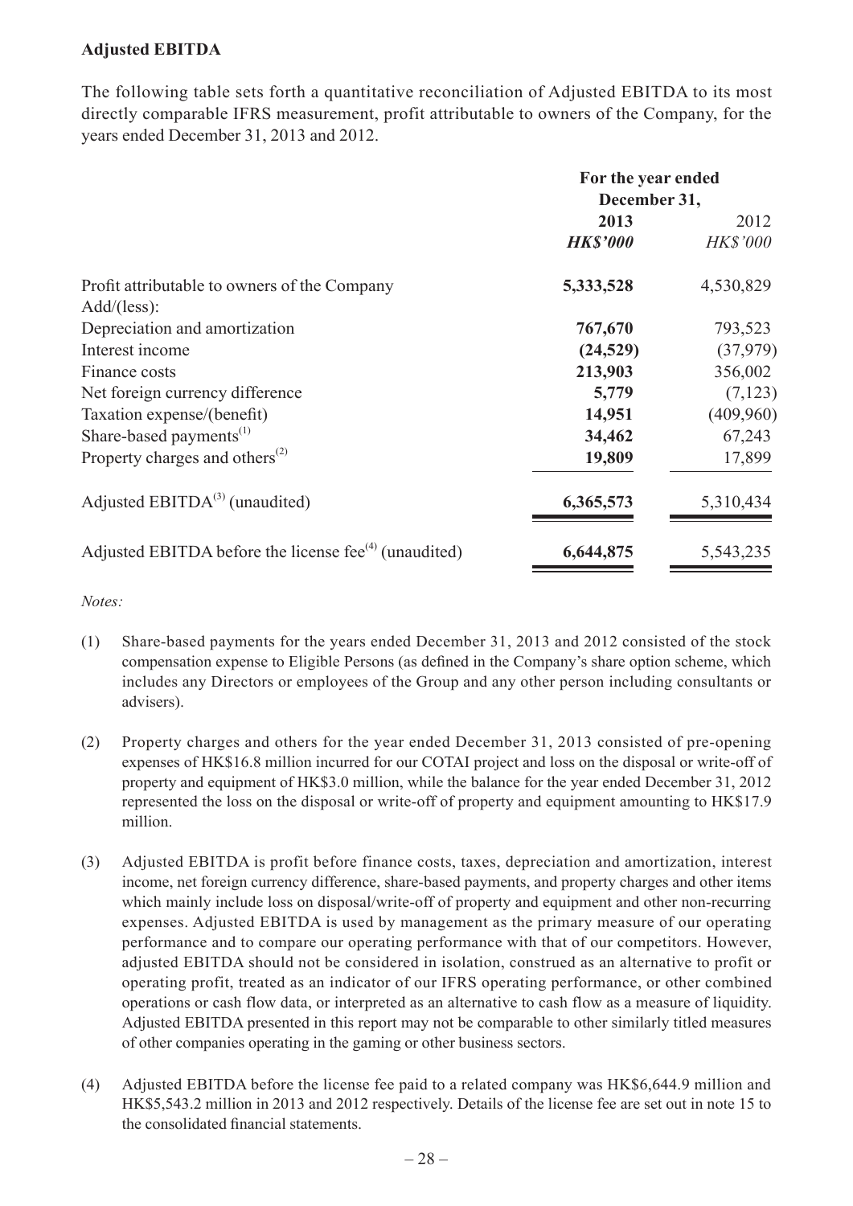### Adjusted EBITDA

The following table sets forth a quantitative reconciliation of Adjusted EBITDA to its most directly comparable IFRS measurement, profit attributable to owners of the Company, for the years ended December 31, 2013 and 2012.

| | For the year ended December 31, | |
|---|---|---|
| | **2013** | 2012 |
| | ***HK$'000*** | *HK$'000* |
| Profit attributable to owners of the Company | **5,333,528** | 4,530,829 |
| Add/(less): | | |
| Depreciation and amortization | **767,670** | 793,523 |
| Interest income | **(24,529)** | (37,979) |
| Finance costs | **213,903** | 356,002 |
| Net foreign currency difference | **5,779** | (7,123) |
| Taxation expense/(benefit) | **14,951** | (409,960) |
| Share-based payments[(1)] | **34,462** | 67,243 |
| Property charges and others[(2)] | **19,809** | 17,899 |
| Adjusted EBITDA[(3)] (unaudited) | **6,365,573** | 5,310,434 |
| Adjusted EBITDA before the license fee[(4)] (unaudited) | **6,644,875** | 5,543,235 |

*Notes:*

(1) Share-based payments for the years ended December 31, 2013 and 2012 consisted of the stock compensation expense to Eligible Persons (as defined in the Company's share option scheme, which includes any Directors or employees of the Group and any other person including consultants or advisers).

(2) Property charges and others for the year ended December 31, 2013 consisted of pre-opening expenses of HK$16.8 million incurred for our COTAI project and loss on the disposal or write-off of property and equipment of HK$3.0 million, while the balance for the year ended December 31, 2012 represented the loss on the disposal or write-off of property and equipment amounting to HK$17.9 million.

(3) Adjusted EBITDA is profit before finance costs, taxes, depreciation and amortization, interest income, net foreign currency difference, share-based payments, and property charges and other items which mainly include loss on disposal/write-off of property and equipment and other non-recurring expenses. Adjusted EBITDA is used by management as the primary measure of our operating performance and to compare our operating performance with that of our competitors. However, adjusted EBITDA should not be considered in isolation, construed as an alternative to profit or operating profit, treated as an indicator of our IFRS operating performance, or other combined operations or cash flow data, or interpreted as an alternative to cash flow as a measure of liquidity. Adjusted EBITDA presented in this report may not be comparable to other similarly titled measures of other companies operating in the gaming or other business sectors.

(4) Adjusted EBITDA before the license fee paid to a related company was HK$6,644.9 million and HK$5,543.2 million in 2013 and 2012 respectively. Details of the license fee are set out in note 15 to the consolidated financial statements.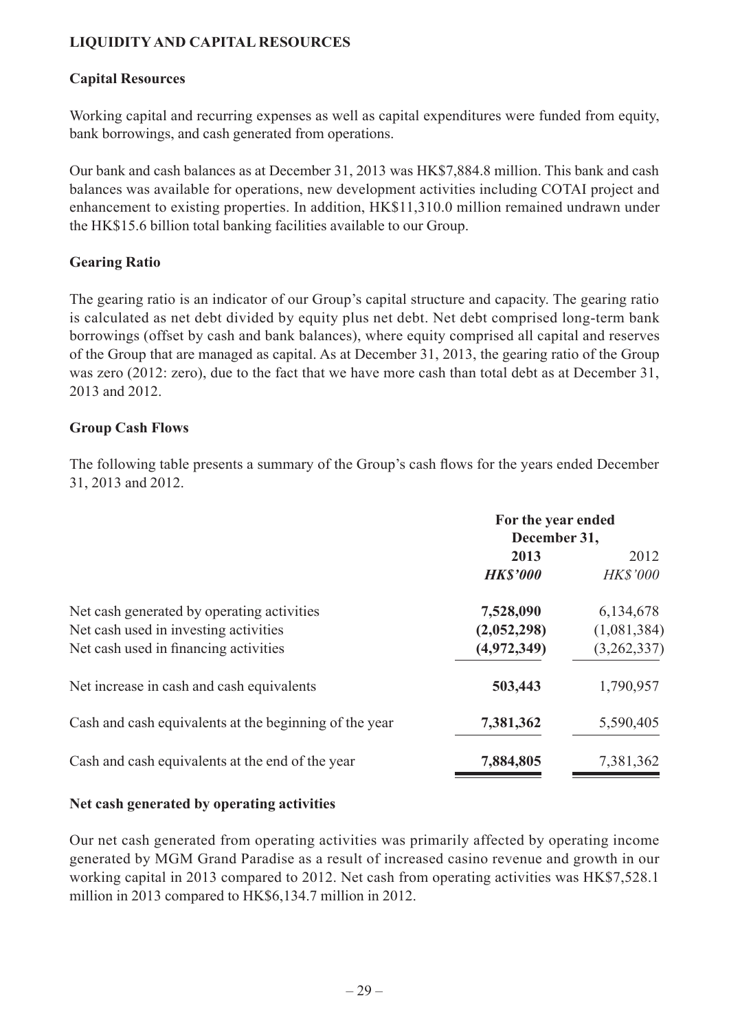## LIQUIDITY AND CAPITAL RESOURCES

### Capital Resources

Working capital and recurring expenses as well as capital expenditures were funded from equity, bank borrowings, and cash generated from operations.

Our bank and cash balances as at December 31, 2013 was HK$7,884.8 million. This bank and cash balances was available for operations, new development activities including COTAI project and enhancement to existing properties. In addition, HK$11,310.0 million remained undrawn under the HK$15.6 billion total banking facilities available to our Group.

### Gearing Ratio

The gearing ratio is an indicator of our Group's capital structure and capacity. The gearing ratio is calculated as net debt divided by equity plus net debt. Net debt comprised long-term bank borrowings (offset by cash and bank balances), where equity comprised all capital and reserves of the Group that are managed as capital. As at December 31, 2013, the gearing ratio of the Group was zero (2012: zero), due to the fact that we have more cash than total debt as at December 31, 2013 and 2012.

### Group Cash Flows

The following table presents a summary of the Group's cash flows for the years ended December 31, 2013 and 2012.

| | For the year ended December 31, | |
|---|---|---|
| | **2013** | 2012 |
| | ***HK$'000*** | *HK$'000* |
| Net cash generated by operating activities | **7,528,090** | 6,134,678 |
| Net cash used in investing activities | **(2,052,298)** | (1,081,384) |
| Net cash used in financing activities | **(4,972,349)** | (3,262,337) |
| Net increase in cash and cash equivalents | **503,443** | 1,790,957 |
| Cash and cash equivalents at the beginning of the year | **7,381,362** | 5,590,405 |
| Cash and cash equivalents at the end of the year | **7,884,805** | 7,381,362 |

### Net cash generated by operating activities

Our net cash generated from operating activities was primarily affected by operating income generated by MGM Grand Paradise as a result of increased casino revenue and growth in our working capital in 2013 compared to 2012. Net cash from operating activities was HK$7,528.1 million in 2013 compared to HK$6,134.7 million in 2012.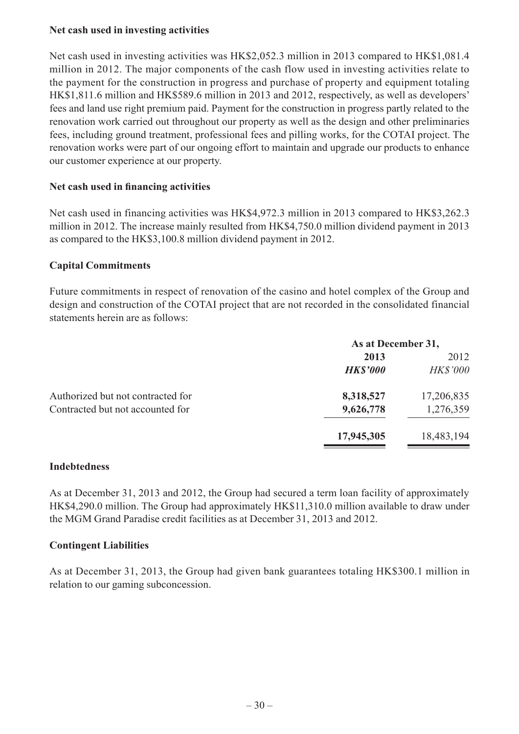**Net cash used in investing activities**

Net cash used in investing activities was HK$2,052.3 million in 2013 compared to HK$1,081.4 million in 2012. The major components of the cash flow used in investing activities relate to the payment for the construction in progress and purchase of property and equipment totaling HK$1,811.6 million and HK$589.6 million in 2013 and 2012, respectively, as well as developers' fees and land use right premium paid. Payment for the construction in progress partly related to the renovation work carried out throughout our property as well as the design and other preliminaries fees, including ground treatment, professional fees and pilling works, for the COTAI project. The renovation works were part of our ongoing effort to maintain and upgrade our products to enhance our customer experience at our property.

**Net cash used in financing activities**

Net cash used in financing activities was HK$4,972.3 million in 2013 compared to HK$3,262.3 million in 2012. The increase mainly resulted from HK$4,750.0 million dividend payment in 2013 as compared to the HK$3,100.8 million dividend payment in 2012.

**Capital Commitments**

Future commitments in respect of renovation of the casino and hotel complex of the Group and design and construction of the COTAI project that are not recorded in the consolidated financial statements herein are as follows:

| | As at December 31, | |
|---|---|---|
| | **2013** | 2012 |
| | ***HK$'000*** | *HK$'000* |
| Authorized but not contracted for | **8,318,527** | 17,206,835 |
| Contracted but not accounted for | **9,626,778** | 1,276,359 |
| | **17,945,305** | 18,483,194 |

**Indebtedness**

As at December 31, 2013 and 2012, the Group had secured a term loan facility of approximately HK$4,290.0 million. The Group had approximately HK$11,310.0 million available to draw under the MGM Grand Paradise credit facilities as at December 31, 2013 and 2012.

**Contingent Liabilities**

As at December 31, 2013, the Group had given bank guarantees totaling HK$300.1 million in relation to our gaming subconcession.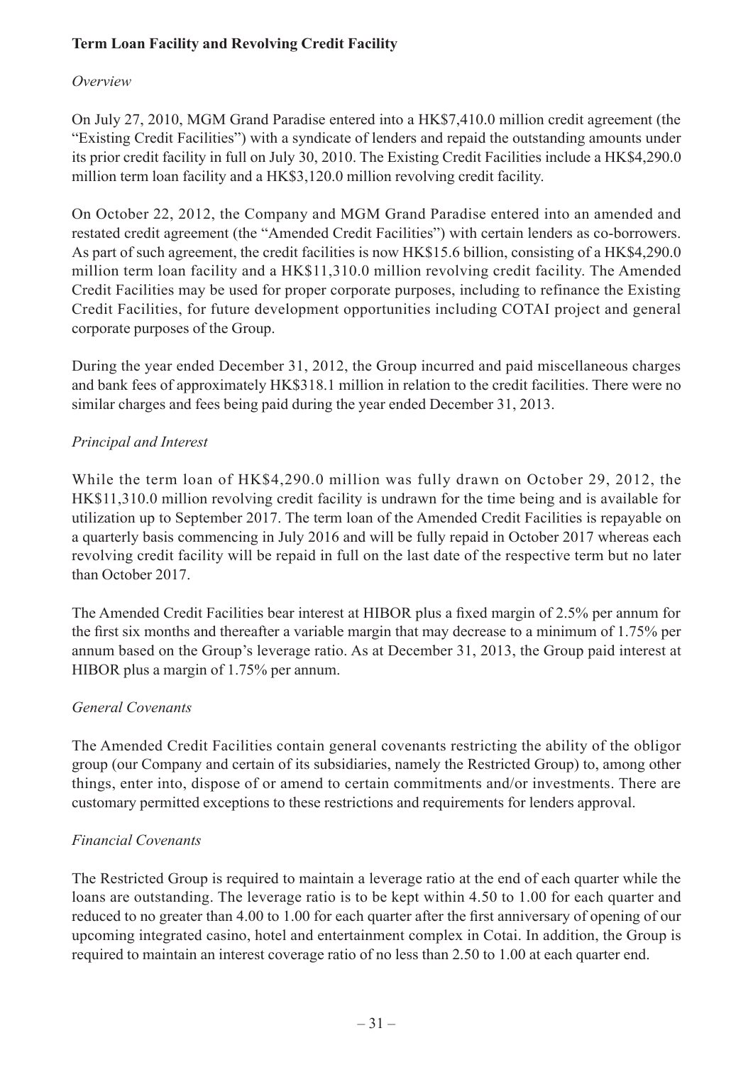**Term Loan Facility and Revolving Credit Facility**

*Overview*

On July 27, 2010, MGM Grand Paradise entered into a HK$7,410.0 million credit agreement (the "Existing Credit Facilities") with a syndicate of lenders and repaid the outstanding amounts under its prior credit facility in full on July 30, 2010. The Existing Credit Facilities include a HK$4,290.0 million term loan facility and a HK$3,120.0 million revolving credit facility.

On October 22, 2012, the Company and MGM Grand Paradise entered into an amended and restated credit agreement (the "Amended Credit Facilities") with certain lenders as co-borrowers. As part of such agreement, the credit facilities is now HK$15.6 billion, consisting of a HK$4,290.0 million term loan facility and a HK$11,310.0 million revolving credit facility. The Amended Credit Facilities may be used for proper corporate purposes, including to refinance the Existing Credit Facilities, for future development opportunities including COTAI project and general corporate purposes of the Group.

During the year ended December 31, 2012, the Group incurred and paid miscellaneous charges and bank fees of approximately HK$318.1 million in relation to the credit facilities. There were no similar charges and fees being paid during the year ended December 31, 2013.

*Principal and Interest*

While the term loan of HK$4,290.0 million was fully drawn on October 29, 2012, the HK$11,310.0 million revolving credit facility is undrawn for the time being and is available for utilization up to September 2017. The term loan of the Amended Credit Facilities is repayable on a quarterly basis commencing in July 2016 and will be fully repaid in October 2017 whereas each revolving credit facility will be repaid in full on the last date of the respective term but no later than October 2017.

The Amended Credit Facilities bear interest at HIBOR plus a fixed margin of 2.5% per annum for the first six months and thereafter a variable margin that may decrease to a minimum of 1.75% per annum based on the Group's leverage ratio. As at December 31, 2013, the Group paid interest at HIBOR plus a margin of 1.75% per annum.

*General Covenants*

The Amended Credit Facilities contain general covenants restricting the ability of the obligor group (our Company and certain of its subsidiaries, namely the Restricted Group) to, among other things, enter into, dispose of or amend to certain commitments and/or investments. There are customary permitted exceptions to these restrictions and requirements for lenders approval.

*Financial Covenants*

The Restricted Group is required to maintain a leverage ratio at the end of each quarter while the loans are outstanding. The leverage ratio is to be kept within 4.50 to 1.00 for each quarter and reduced to no greater than 4.00 to 1.00 for each quarter after the first anniversary of opening of our upcoming integrated casino, hotel and entertainment complex in Cotai. In addition, the Group is required to maintain an interest coverage ratio of no less than 2.50 to 1.00 at each quarter end.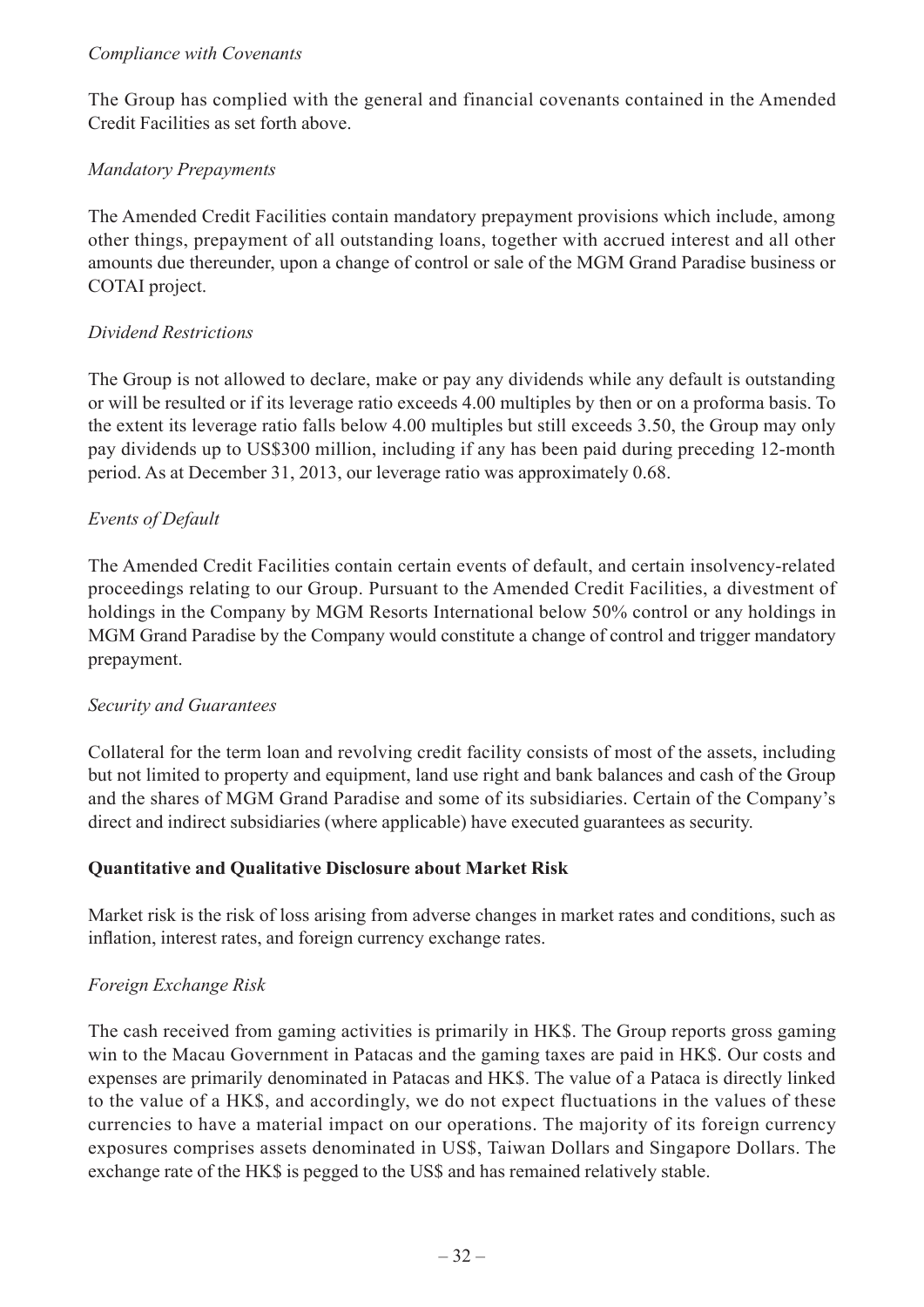*Compliance with Covenants*

The Group has complied with the general and financial covenants contained in the Amended Credit Facilities as set forth above.

*Mandatory Prepayments*

The Amended Credit Facilities contain mandatory prepayment provisions which include, among other things, prepayment of all outstanding loans, together with accrued interest and all other amounts due thereunder, upon a change of control or sale of the MGM Grand Paradise business or COTAI project.

*Dividend Restrictions*

The Group is not allowed to declare, make or pay any dividends while any default is outstanding or will be resulted or if its leverage ratio exceeds 4.00 multiples by then or on a proforma basis. To the extent its leverage ratio falls below 4.00 multiples but still exceeds 3.50, the Group may only pay dividends up to US$300 million, including if any has been paid during preceding 12-month period. As at December 31, 2013, our leverage ratio was approximately 0.68.

*Events of Default*

The Amended Credit Facilities contain certain events of default, and certain insolvency-related proceedings relating to our Group. Pursuant to the Amended Credit Facilities, a divestment of holdings in the Company by MGM Resorts International below 50% control or any holdings in MGM Grand Paradise by the Company would constitute a change of control and trigger mandatory prepayment.

*Security and Guarantees*

Collateral for the term loan and revolving credit facility consists of most of the assets, including but not limited to property and equipment, land use right and bank balances and cash of the Group and the shares of MGM Grand Paradise and some of its subsidiaries. Certain of the Company's direct and indirect subsidiaries (where applicable) have executed guarantees as security.

**Quantitative and Qualitative Disclosure about Market Risk**

Market risk is the risk of loss arising from adverse changes in market rates and conditions, such as inflation, interest rates, and foreign currency exchange rates.

*Foreign Exchange Risk*

The cash received from gaming activities is primarily in HK$. The Group reports gross gaming win to the Macau Government in Patacas and the gaming taxes are paid in HK$. Our costs and expenses are primarily denominated in Patacas and HK$. The value of a Pataca is directly linked to the value of a HK$, and accordingly, we do not expect fluctuations in the values of these currencies to have a material impact on our operations. The majority of its foreign currency exposures comprises assets denominated in US$, Taiwan Dollars and Singapore Dollars. The exchange rate of the HK$ is pegged to the US$ and has remained relatively stable.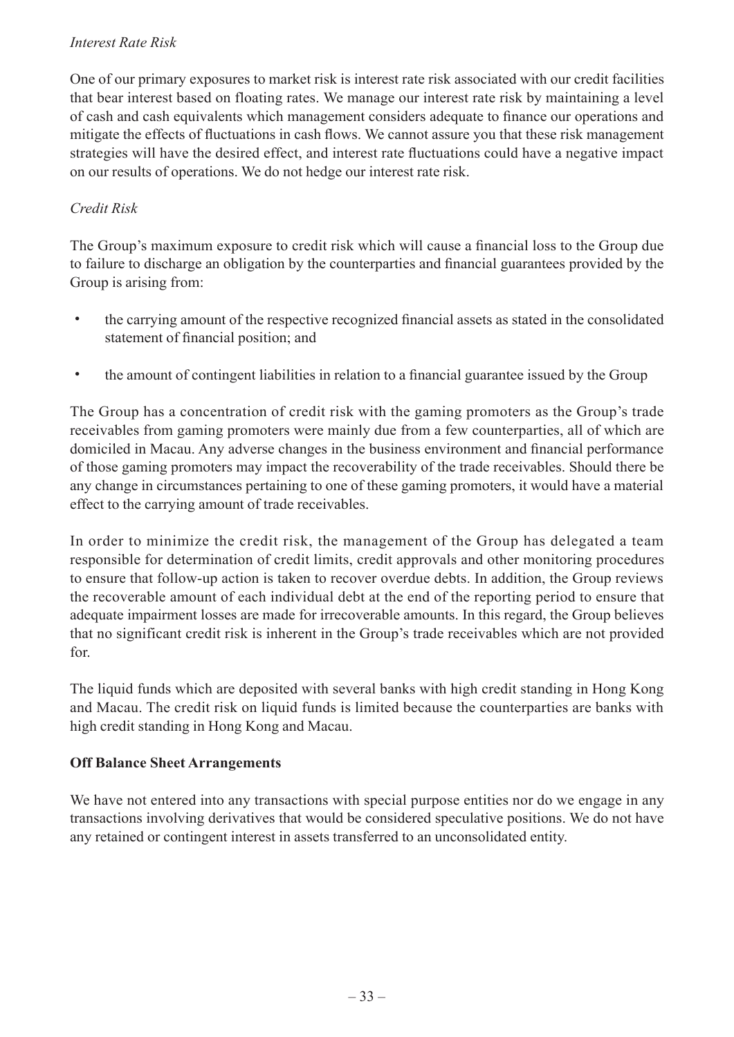*Interest Rate Risk*

One of our primary exposures to market risk is interest rate risk associated with our credit facilities that bear interest based on floating rates. We manage our interest rate risk by maintaining a level of cash and cash equivalents which management considers adequate to finance our operations and mitigate the effects of fluctuations in cash flows. We cannot assure you that these risk management strategies will have the desired effect, and interest rate fluctuations could have a negative impact on our results of operations. We do not hedge our interest rate risk.

*Credit Risk*

The Group's maximum exposure to credit risk which will cause a financial loss to the Group due to failure to discharge an obligation by the counterparties and financial guarantees provided by the Group is arising from:

- the carrying amount of the respective recognized financial assets as stated in the consolidated statement of financial position; and
- the amount of contingent liabilities in relation to a financial guarantee issued by the Group

The Group has a concentration of credit risk with the gaming promoters as the Group's trade receivables from gaming promoters were mainly due from a few counterparties, all of which are domiciled in Macau. Any adverse changes in the business environment and financial performance of those gaming promoters may impact the recoverability of the trade receivables. Should there be any change in circumstances pertaining to one of these gaming promoters, it would have a material effect to the carrying amount of trade receivables.

In order to minimize the credit risk, the management of the Group has delegated a team responsible for determination of credit limits, credit approvals and other monitoring procedures to ensure that follow-up action is taken to recover overdue debts. In addition, the Group reviews the recoverable amount of each individual debt at the end of the reporting period to ensure that adequate impairment losses are made for irrecoverable amounts. In this regard, the Group believes that no significant credit risk is inherent in the Group's trade receivables which are not provided for.

The liquid funds which are deposited with several banks with high credit standing in Hong Kong and Macau. The credit risk on liquid funds is limited because the counterparties are banks with high credit standing in Hong Kong and Macau.

**Off Balance Sheet Arrangements**

We have not entered into any transactions with special purpose entities nor do we engage in any transactions involving derivatives that would be considered speculative positions. We do not have any retained or contingent interest in assets transferred to an unconsolidated entity.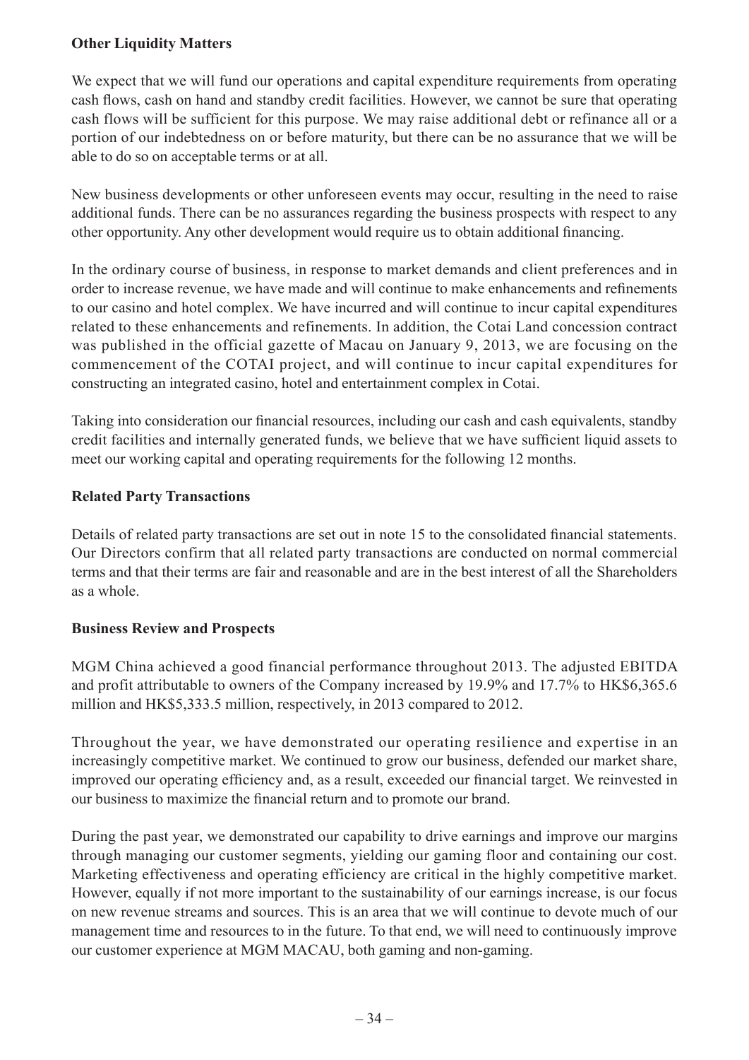**Other Liquidity Matters**

We expect that we will fund our operations and capital expenditure requirements from operating cash flows, cash on hand and standby credit facilities. However, we cannot be sure that operating cash flows will be sufficient for this purpose. We may raise additional debt or refinance all or a portion of our indebtedness on or before maturity, but there can be no assurance that we will be able to do so on acceptable terms or at all.

New business developments or other unforeseen events may occur, resulting in the need to raise additional funds. There can be no assurances regarding the business prospects with respect to any other opportunity. Any other development would require us to obtain additional financing.

In the ordinary course of business, in response to market demands and client preferences and in order to increase revenue, we have made and will continue to make enhancements and refinements to our casino and hotel complex. We have incurred and will continue to incur capital expenditures related to these enhancements and refinements. In addition, the Cotai Land concession contract was published in the official gazette of Macau on January 9, 2013, we are focusing on the commencement of the COTAI project, and will continue to incur capital expenditures for constructing an integrated casino, hotel and entertainment complex in Cotai.

Taking into consideration our financial resources, including our cash and cash equivalents, standby credit facilities and internally generated funds, we believe that we have sufficient liquid assets to meet our working capital and operating requirements for the following 12 months.

**Related Party Transactions**

Details of related party transactions are set out in note 15 to the consolidated financial statements. Our Directors confirm that all related party transactions are conducted on normal commercial terms and that their terms are fair and reasonable and are in the best interest of all the Shareholders as a whole.

**Business Review and Prospects**

MGM China achieved a good financial performance throughout 2013. The adjusted EBITDA and profit attributable to owners of the Company increased by 19.9% and 17.7% to HK$6,365.6 million and HK$5,333.5 million, respectively, in 2013 compared to 2012.

Throughout the year, we have demonstrated our operating resilience and expertise in an increasingly competitive market. We continued to grow our business, defended our market share, improved our operating efficiency and, as a result, exceeded our financial target. We reinvested in our business to maximize the financial return and to promote our brand.

During the past year, we demonstrated our capability to drive earnings and improve our margins through managing our customer segments, yielding our gaming floor and containing our cost. Marketing effectiveness and operating efficiency are critical in the highly competitive market. However, equally if not more important to the sustainability of our earnings increase, is our focus on new revenue streams and sources. This is an area that we will continue to devote much of our management time and resources to in the future. To that end, we will need to continuously improve our customer experience at MGM MACAU, both gaming and non-gaming.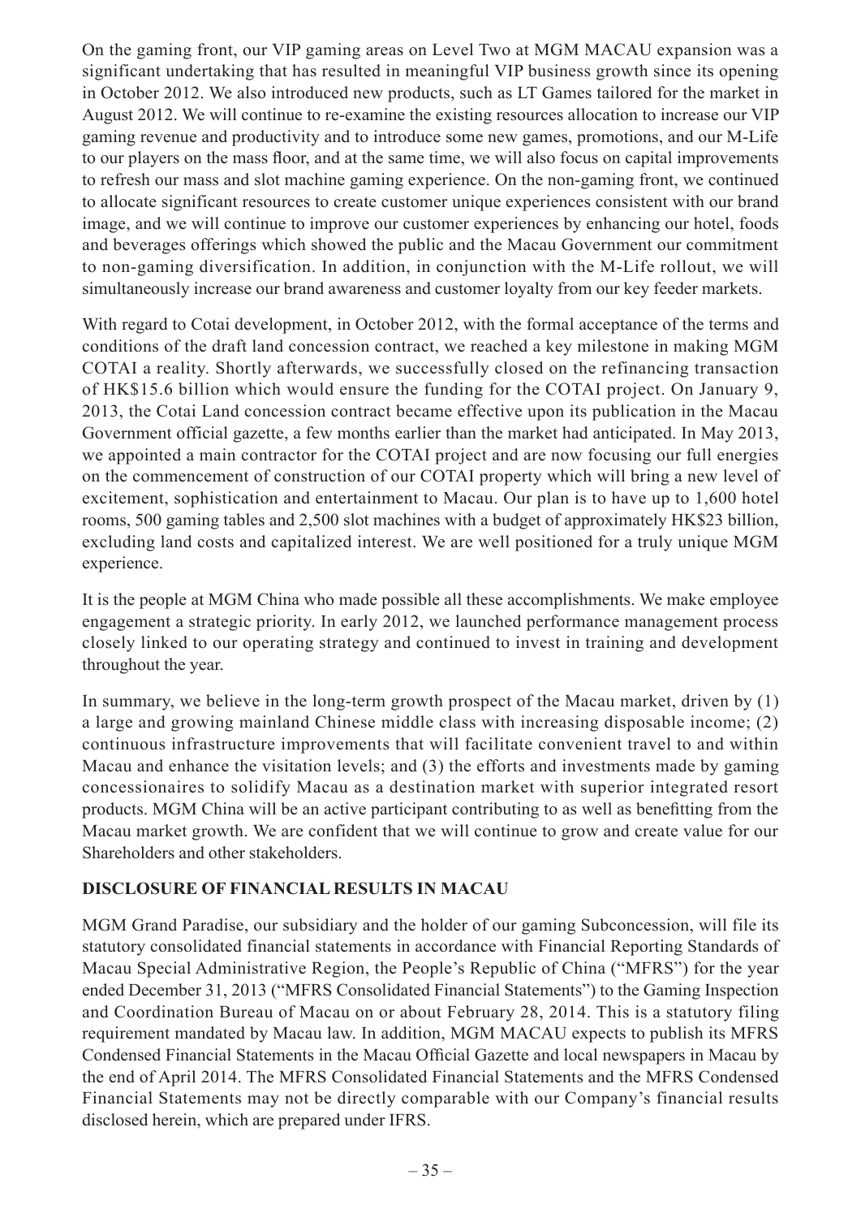On the gaming front, our VIP gaming areas on Level Two at MGM MACAU expansion was a significant undertaking that has resulted in meaningful VIP business growth since its opening in October 2012. We also introduced new products, such as LT Games tailored for the market in August 2012. We will continue to re-examine the existing resources allocation to increase our VIP gaming revenue and productivity and to introduce some new games, promotions, and our M-Life to our players on the mass floor, and at the same time, we will also focus on capital improvements to refresh our mass and slot machine gaming experience. On the non-gaming front, we continued to allocate significant resources to create customer unique experiences consistent with our brand image, and we will continue to improve our customer experiences by enhancing our hotel, foods and beverages offerings which showed the public and the Macau Government our commitment to non-gaming diversification. In addition, in conjunction with the M-Life rollout, we will simultaneously increase our brand awareness and customer loyalty from our key feeder markets.

With regard to Cotai development, in October 2012, with the formal acceptance of the terms and conditions of the draft land concession contract, we reached a key milestone in making MGM COTAI a reality. Shortly afterwards, we successfully closed on the refinancing transaction of HK$15.6 billion which would ensure the funding for the COTAI project. On January 9, 2013, the Cotai Land concession contract became effective upon its publication in the Macau Government official gazette, a few months earlier than the market had anticipated. In May 2013, we appointed a main contractor for the COTAI project and are now focusing our full energies on the commencement of construction of our COTAI property which will bring a new level of excitement, sophistication and entertainment to Macau. Our plan is to have up to 1,600 hotel rooms, 500 gaming tables and 2,500 slot machines with a budget of approximately HK$23 billion, excluding land costs and capitalized interest. We are well positioned for a truly unique MGM experience.

It is the people at MGM China who made possible all these accomplishments. We make employee engagement a strategic priority. In early 2012, we launched performance management process closely linked to our operating strategy and continued to invest in training and development throughout the year.

In summary, we believe in the long-term growth prospect of the Macau market, driven by (1) a large and growing mainland Chinese middle class with increasing disposable income; (2) continuous infrastructure improvements that will facilitate convenient travel to and within Macau and enhance the visitation levels; and (3) the efforts and investments made by gaming concessionaires to solidify Macau as a destination market with superior integrated resort products. MGM China will be an active participant contributing to as well as benefitting from the Macau market growth. We are confident that we will continue to grow and create value for our Shareholders and other stakeholders.

## DISCLOSURE OF FINANCIAL RESULTS IN MACAU

MGM Grand Paradise, our subsidiary and the holder of our gaming Subconcession, will file its statutory consolidated financial statements in accordance with Financial Reporting Standards of Macau Special Administrative Region, the People's Republic of China ("MFRS") for the year ended December 31, 2013 ("MFRS Consolidated Financial Statements") to the Gaming Inspection and Coordination Bureau of Macau on or about February 28, 2014. This is a statutory filing requirement mandated by Macau law. In addition, MGM MACAU expects to publish its MFRS Condensed Financial Statements in the Macau Official Gazette and local newspapers in Macau by the end of April 2014. The MFRS Consolidated Financial Statements and the MFRS Condensed Financial Statements may not be directly comparable with our Company's financial results disclosed herein, which are prepared under IFRS.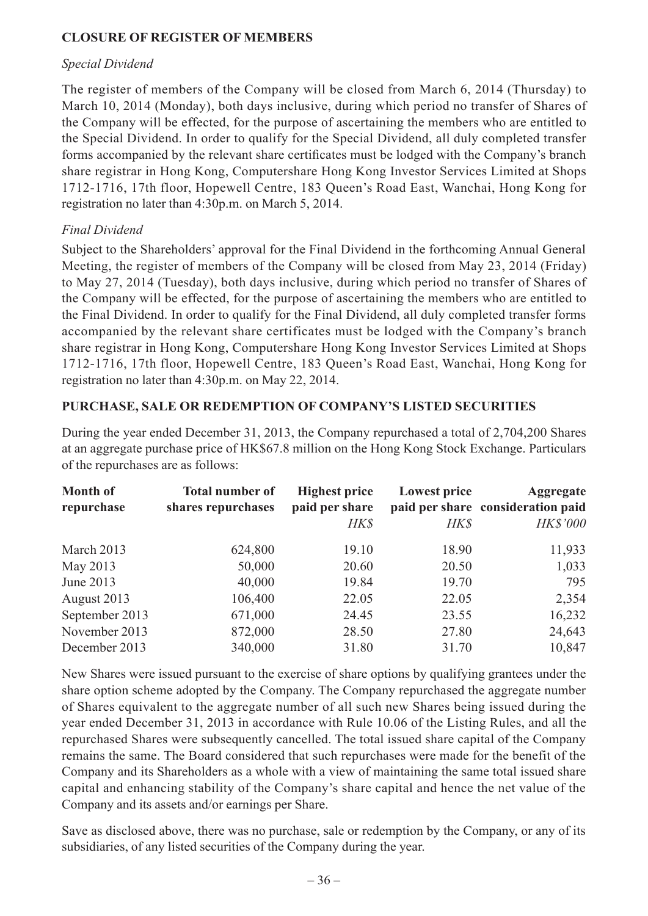## CLOSURE OF REGISTER OF MEMBERS

*Special Dividend*

The register of members of the Company will be closed from March 6, 2014 (Thursday) to March 10, 2014 (Monday), both days inclusive, during which period no transfer of Shares of the Company will be effected, for the purpose of ascertaining the members who are entitled to the Special Dividend. In order to qualify for the Special Dividend, all duly completed transfer forms accompanied by the relevant share certificates must be lodged with the Company's branch share registrar in Hong Kong, Computershare Hong Kong Investor Services Limited at Shops 1712-1716, 17th floor, Hopewell Centre, 183 Queen's Road East, Wanchai, Hong Kong for registration no later than 4:30p.m. on March 5, 2014.

*Final Dividend*

Subject to the Shareholders' approval for the Final Dividend in the forthcoming Annual General Meeting, the register of members of the Company will be closed from May 23, 2014 (Friday) to May 27, 2014 (Tuesday), both days inclusive, during which period no transfer of Shares of the Company will be effected, for the purpose of ascertaining the members who are entitled to the Final Dividend. In order to qualify for the Final Dividend, all duly completed transfer forms accompanied by the relevant share certificates must be lodged with the Company's branch share registrar in Hong Kong, Computershare Hong Kong Investor Services Limited at Shops 1712-1716, 17th floor, Hopewell Centre, 183 Queen's Road East, Wanchai, Hong Kong for registration no later than 4:30p.m. on May 22, 2014.

## PURCHASE, SALE OR REDEMPTION OF COMPANY'S LISTED SECURITIES

During the year ended December 31, 2013, the Company repurchased a total of 2,704,200 Shares at an aggregate purchase price of HK$67.8 million on the Hong Kong Stock Exchange. Particulars of the repurchases are as follows:

| Month of repurchase | Total number of shares repurchases | Highest price paid per share | Lowest price paid per share | Aggregate consideration paid |
|---|---|---|---|---|
| | | *HK$* | *HK$* | *HK$'000* |
| March 2013 | 624,800 | 19.10 | 18.90 | 11,933 |
| May 2013 | 50,000 | 20.60 | 20.50 | 1,033 |
| June 2013 | 40,000 | 19.84 | 19.70 | 795 |
| August 2013 | 106,400 | 22.05 | 22.05 | 2,354 |
| September 2013 | 671,000 | 24.45 | 23.55 | 16,232 |
| November 2013 | 872,000 | 28.50 | 27.80 | 24,643 |
| December 2013 | 340,000 | 31.80 | 31.70 | 10,847 |

New Shares were issued pursuant to the exercise of share options by qualifying grantees under the share option scheme adopted by the Company. The Company repurchased the aggregate number of Shares equivalent to the aggregate number of all such new Shares being issued during the year ended December 31, 2013 in accordance with Rule 10.06 of the Listing Rules, and all the repurchased Shares were subsequently cancelled. The total issued share capital of the Company remains the same. The Board considered that such repurchases were made for the benefit of the Company and its Shareholders as a whole with a view of maintaining the same total issued share capital and enhancing stability of the Company's share capital and hence the net value of the Company and its assets and/or earnings per Share.

Save as disclosed above, there was no purchase, sale or redemption by the Company, or any of its subsidiaries, of any listed securities of the Company during the year.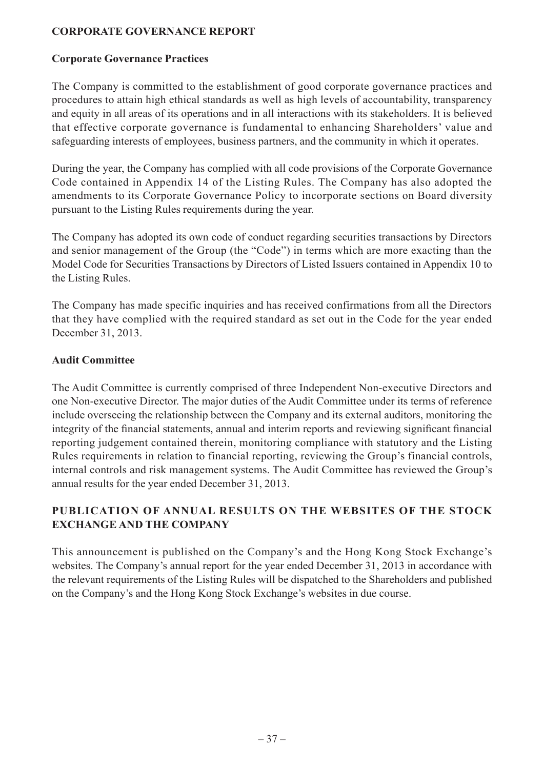## CORPORATE GOVERNANCE REPORT

### Corporate Governance Practices

The Company is committed to the establishment of good corporate governance practices and procedures to attain high ethical standards as well as high levels of accountability, transparency and equity in all areas of its operations and in all interactions with its stakeholders. It is believed that effective corporate governance is fundamental to enhancing Shareholders' value and safeguarding interests of employees, business partners, and the community in which it operates.

During the year, the Company has complied with all code provisions of the Corporate Governance Code contained in Appendix 14 of the Listing Rules. The Company has also adopted the amendments to its Corporate Governance Policy to incorporate sections on Board diversity pursuant to the Listing Rules requirements during the year.

The Company has adopted its own code of conduct regarding securities transactions by Directors and senior management of the Group (the "Code") in terms which are more exacting than the Model Code for Securities Transactions by Directors of Listed Issuers contained in Appendix 10 to the Listing Rules.

The Company has made specific inquiries and has received confirmations from all the Directors that they have complied with the required standard as set out in the Code for the year ended December 31, 2013.

### Audit Committee

The Audit Committee is currently comprised of three Independent Non-executive Directors and one Non-executive Director. The major duties of the Audit Committee under its terms of reference include overseeing the relationship between the Company and its external auditors, monitoring the integrity of the financial statements, annual and interim reports and reviewing significant financial reporting judgement contained therein, monitoring compliance with statutory and the Listing Rules requirements in relation to financial reporting, reviewing the Group's financial controls, internal controls and risk management systems. The Audit Committee has reviewed the Group's annual results for the year ended December 31, 2013.

## PUBLICATION OF ANNUAL RESULTS ON THE WEBSITES OF THE STOCK EXCHANGE AND THE COMPANY

This announcement is published on the Company's and the Hong Kong Stock Exchange's websites. The Company's annual report for the year ended December 31, 2013 in accordance with the relevant requirements of the Listing Rules will be dispatched to the Shareholders and published on the Company's and the Hong Kong Stock Exchange's websites in due course.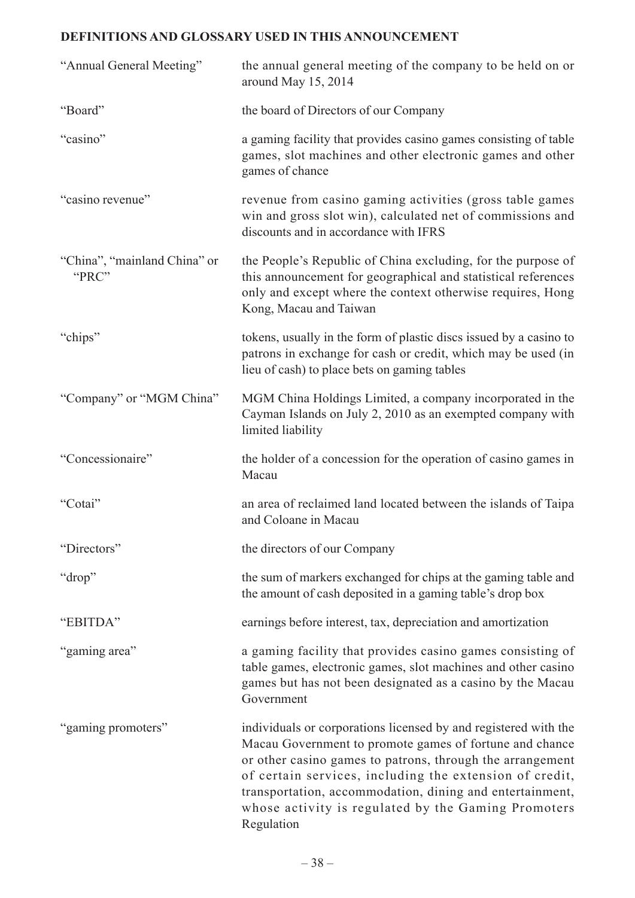## DEFINITIONS AND GLOSSARY USED IN THIS ANNOUNCEMENT

| | |
|---|---|
| "Annual General Meeting" | the annual general meeting of the company to be held on or around May 15, 2014 |
| "Board" | the board of Directors of our Company |
| "casino" | a gaming facility that provides casino games consisting of table games, slot machines and other electronic games and other games of chance |
| "casino revenue" | revenue from casino gaming activities (gross table games win and gross slot win), calculated net of commissions and discounts and in accordance with IFRS |
| "China", "mainland China" or "PRC" | the People's Republic of China excluding, for the purpose of this announcement for geographical and statistical references only and except where the context otherwise requires, Hong Kong, Macau and Taiwan |
| "chips" | tokens, usually in the form of plastic discs issued by a casino to patrons in exchange for cash or credit, which may be used (in lieu of cash) to place bets on gaming tables |
| "Company" or "MGM China" | MGM China Holdings Limited, a company incorporated in the Cayman Islands on July 2, 2010 as an exempted company with limited liability |
| "Concessionaire" | the holder of a concession for the operation of casino games in Macau |
| "Cotai" | an area of reclaimed land located between the islands of Taipa and Coloane in Macau |
| "Directors" | the directors of our Company |
| "drop" | the sum of markers exchanged for chips at the gaming table and the amount of cash deposited in a gaming table's drop box |
| "EBITDA" | earnings before interest, tax, depreciation and amortization |
| "gaming area" | a gaming facility that provides casino games consisting of table games, electronic games, slot machines and other casino games but has not been designated as a casino by the Macau Government |
| "gaming promoters" | individuals or corporations licensed by and registered with the Macau Government to promote games of fortune and chance or other casino games to patrons, through the arrangement of certain services, including the extension of credit, transportation, accommodation, dining and entertainment, whose activity is regulated by the Gaming Promoters Regulation |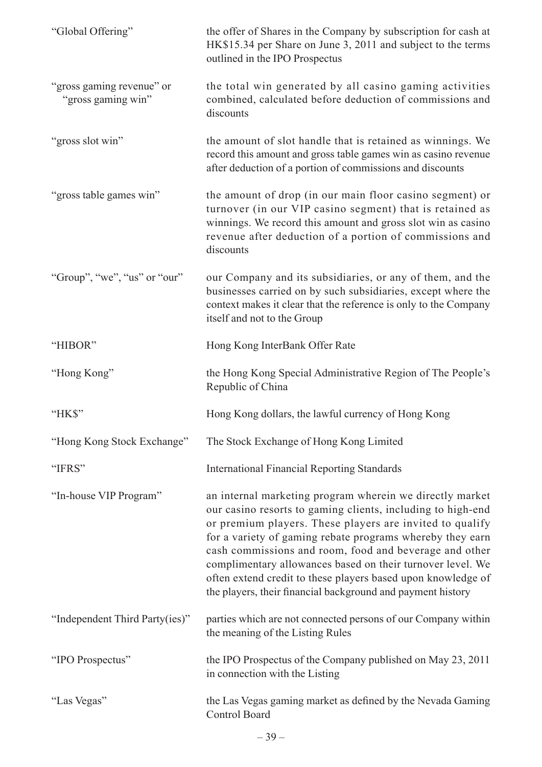| | |
|---|---|
| "Global Offering" | the offer of Shares in the Company by subscription for cash at HK$15.34 per Share on June 3, 2011 and subject to the terms outlined in the IPO Prospectus |
| "gross gaming revenue" or "gross gaming win" | the total win generated by all casino gaming activities combined, calculated before deduction of commissions and discounts |
| "gross slot win" | the amount of slot handle that is retained as winnings. We record this amount and gross table games win as casino revenue after deduction of a portion of commissions and discounts |
| "gross table games win" | the amount of drop (in our main floor casino segment) or turnover (in our VIP casino segment) that is retained as winnings. We record this amount and gross slot win as casino revenue after deduction of a portion of commissions and discounts |
| "Group", "we", "us" or "our" | our Company and its subsidiaries, or any of them, and the businesses carried on by such subsidiaries, except where the context makes it clear that the reference is only to the Company itself and not to the Group |
| "HIBOR" | Hong Kong InterBank Offer Rate |
| "Hong Kong" | the Hong Kong Special Administrative Region of The People's Republic of China |
| "HK$" | Hong Kong dollars, the lawful currency of Hong Kong |
| "Hong Kong Stock Exchange" | The Stock Exchange of Hong Kong Limited |
| "IFRS" | International Financial Reporting Standards |
| "In-house VIP Program" | an internal marketing program wherein we directly market our casino resorts to gaming clients, including to high-end or premium players. These players are invited to qualify for a variety of gaming rebate programs whereby they earn cash commissions and room, food and beverage and other complimentary allowances based on their turnover level. We often extend credit to these players based upon knowledge of the players, their financial background and payment history |
| "Independent Third Party(ies)" | parties which are not connected persons of our Company within the meaning of the Listing Rules |
| "IPO Prospectus" | the IPO Prospectus of the Company published on May 23, 2011 in connection with the Listing |
| "Las Vegas" | the Las Vegas gaming market as defined by the Nevada Gaming Control Board |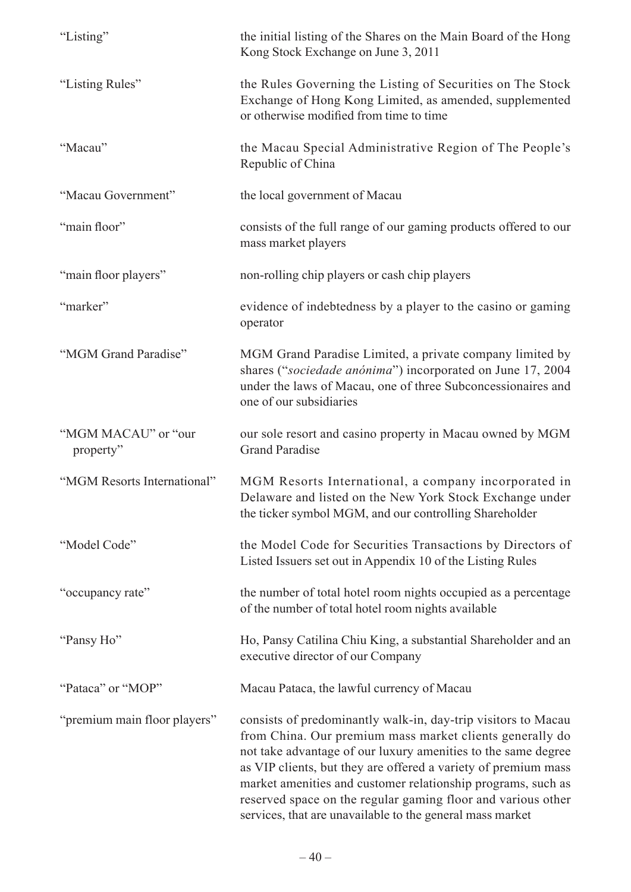| | |
|---|---|
| “Listing” | the initial listing of the Shares on the Main Board of the Hong Kong Stock Exchange on June 3, 2011 |
| “Listing Rules” | the Rules Governing the Listing of Securities on The Stock Exchange of Hong Kong Limited, as amended, supplemented or otherwise modified from time to time |
| “Macau” | the Macau Special Administrative Region of The People’s Republic of China |
| “Macau Government” | the local government of Macau |
| “main floor” | consists of the full range of our gaming products offered to our mass market players |
| “main floor players” | non-rolling chip players or cash chip players |
| “marker” | evidence of indebtedness by a player to the casino or gaming operator |
| “MGM Grand Paradise” | MGM Grand Paradise Limited, a private company limited by shares (“*sociedade anónima*”) incorporated on June 17, 2004 under the laws of Macau, one of three Subconcessionaires and one of our subsidiaries |
| “MGM MACAU” or “our property” | our sole resort and casino property in Macau owned by MGM Grand Paradise |
| “MGM Resorts International” | MGM Resorts International, a company incorporated in Delaware and listed on the New York Stock Exchange under the ticker symbol MGM, and our controlling Shareholder |
| “Model Code” | the Model Code for Securities Transactions by Directors of Listed Issuers set out in Appendix 10 of the Listing Rules |
| “occupancy rate” | the number of total hotel room nights occupied as a percentage of the number of total hotel room nights available |
| “Pansy Ho” | Ho, Pansy Catilina Chiu King, a substantial Shareholder and an executive director of our Company |
| “Pataca” or “MOP” | Macau Pataca, the lawful currency of Macau |
| “premium main floor players” | consists of predominantly walk-in, day-trip visitors to Macau from China. Our premium mass market clients generally do not take advantage of our luxury amenities to the same degree as VIP clients, but they are offered a variety of premium mass market amenities and customer relationship programs, such as reserved space on the regular gaming floor and various other services, that are unavailable to the general mass market |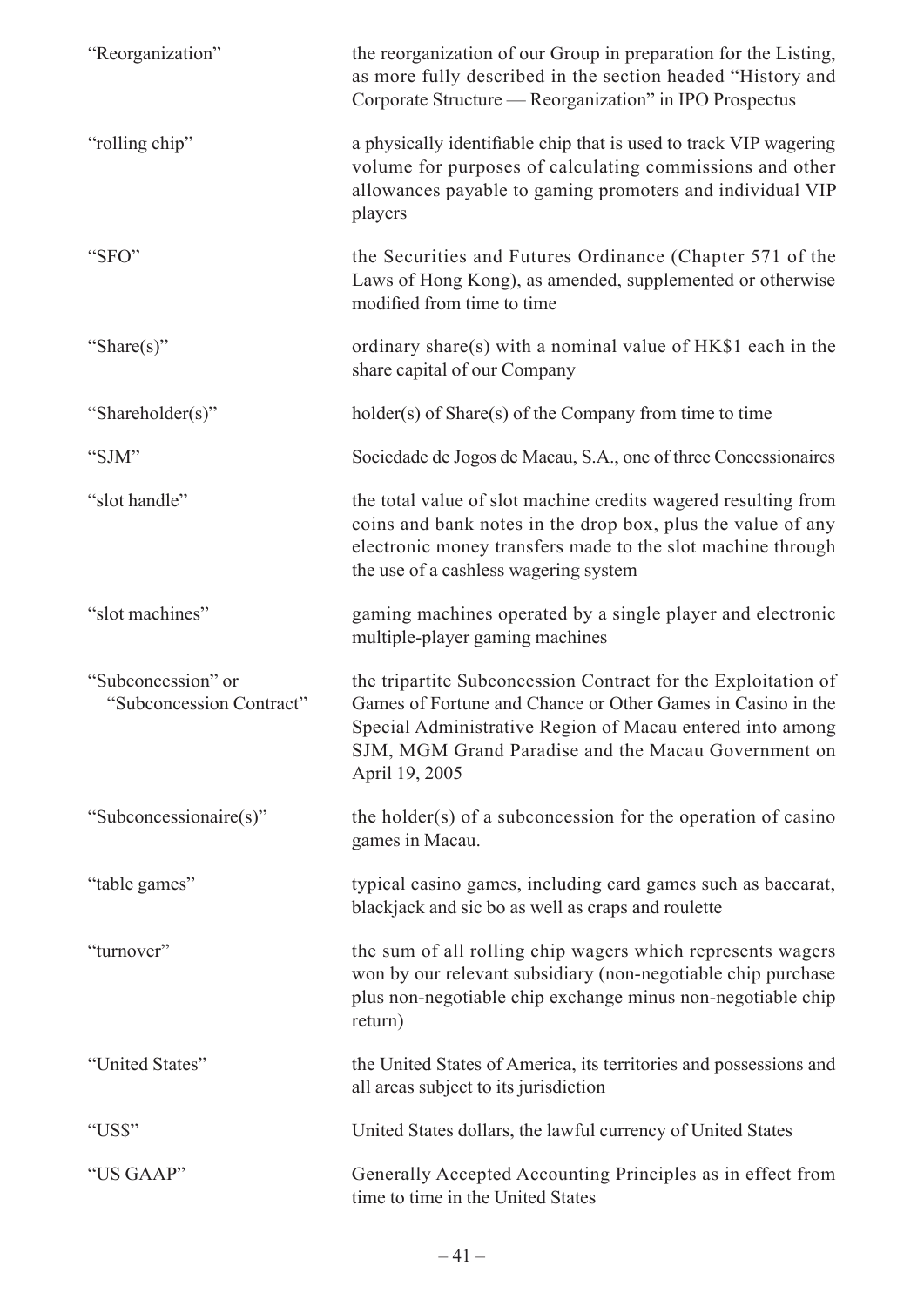| | |
|---|---|
| "Reorganization" | the reorganization of our Group in preparation for the Listing, as more fully described in the section headed "History and Corporate Structure — Reorganization" in IPO Prospectus |
| "rolling chip" | a physically identifiable chip that is used to track VIP wagering volume for purposes of calculating commissions and other allowances payable to gaming promoters and individual VIP players |
| "SFO" | the Securities and Futures Ordinance (Chapter 571 of the Laws of Hong Kong), as amended, supplemented or otherwise modified from time to time |
| "Share(s)" | ordinary share(s) with a nominal value of HK$1 each in the share capital of our Company |
| "Shareholder(s)" | holder(s) of Share(s) of the Company from time to time |
| "SJM" | Sociedade de Jogos de Macau, S.A., one of three Concessionaires |
| "slot handle" | the total value of slot machine credits wagered resulting from coins and bank notes in the drop box, plus the value of any electronic money transfers made to the slot machine through the use of a cashless wagering system |
| "slot machines" | gaming machines operated by a single player and electronic multiple-player gaming machines |
| "Subconcession" or "Subconcession Contract" | the tripartite Subconcession Contract for the Exploitation of Games of Fortune and Chance or Other Games in Casino in the Special Administrative Region of Macau entered into among SJM, MGM Grand Paradise and the Macau Government on April 19, 2005 |
| "Subconcessionaire(s)" | the holder(s) of a subconcession for the operation of casino games in Macau. |
| "table games" | typical casino games, including card games such as baccarat, blackjack and sic bo as well as craps and roulette |
| "turnover" | the sum of all rolling chip wagers which represents wagers won by our relevant subsidiary (non-negotiable chip purchase plus non-negotiable chip exchange minus non-negotiable chip return) |
| "United States" | the United States of America, its territories and possessions and all areas subject to its jurisdiction |
| "US$" | United States dollars, the lawful currency of United States |
| "US GAAP" | Generally Accepted Accounting Principles as in effect from time to time in the United States |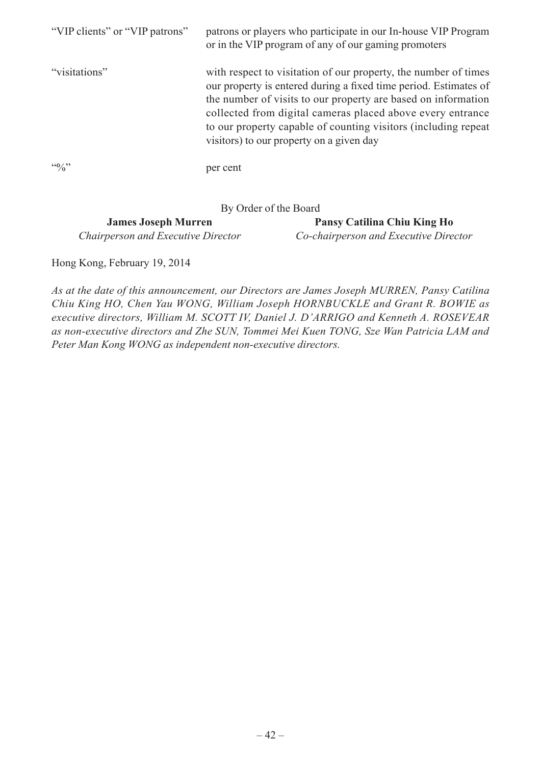| | |
|---|---|
| "VIP clients" or "VIP patrons" | patrons or players who participate in our In-house VIP Program or in the VIP program of any of our gaming promoters |
| "visitations" | with respect to visitation of our property, the number of times our property is entered during a fixed time period. Estimates of the number of visits to our property are based on information collected from digital cameras placed above every entrance to our property capable of counting visitors (including repeat visitors) to our property on a given day |
| "%" | per cent |

By Order of the Board

| | |
|---|---|
| **James Joseph Murren** | **Pansy Catilina Chiu King Ho** |
| *Chairperson and Executive Director* | *Co-chairperson and Executive Director* |

Hong Kong, February 19, 2014

*As at the date of this announcement, our Directors are James Joseph MURREN, Pansy Catilina Chiu King HO, Chen Yau WONG, William Joseph HORNBUCKLE and Grant R. BOWIE as executive directors, William M. SCOTT IV, Daniel J. D'ARRIGO and Kenneth A. ROSEVEAR as non-executive directors and Zhe SUN, Tommei Mei Kuen TONG, Sze Wan Patricia LAM and Peter Man Kong WONG as independent non-executive directors.*